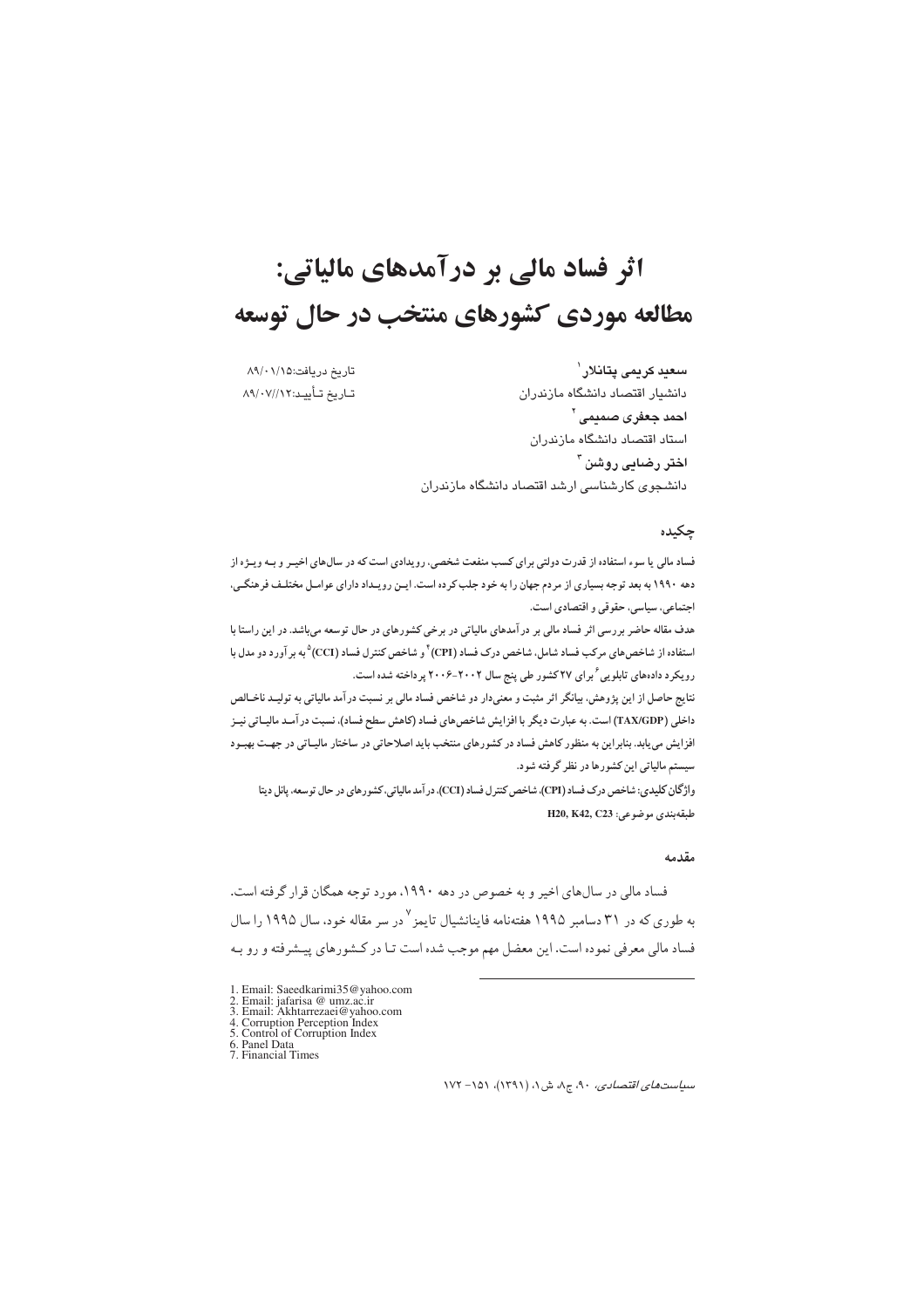# اثر فساد مالی بر درآمدهای مالیاتی: مطالعه موردی کشورهای منتخب در حال توسعه

تاریخ دریافت:۸۹/۰۱/۱۵

تـاریخ تـأیید:۸۹/۰۷//۱۲

**سعید کریمی پتانلار** [۱]

دانشیار اقتصاد دانشگاه مازندران

**احمد جعفری صمیمی** [۲]

استاد اقتصاد دانشگاه مازندران

**اختر رضایی روشن** [۳]

دانشجوی کارشناسی ارشد اقتصاد دانشگاه مازندران

## چکیده

فساد مالی یا سوء استفاده از قدرت دولتی برای کسب منفعت شخصی، رویدادی است که در سال‌های اخیـر و بـه ویـژه از دهه ۱۹۹۰ به بعد توجه بسیاری از مردم جهان را به خود جلب کرده است. ایـن رویـداد دارای عوامـل مختلـف فرهنگـی، اجتماعی، سیاسی، حقوقی و اقتصادی است.

هدف مقاله حاضر بررسی اثر فساد مالی بر درآمدهای مالیاتی در برخی کشورهای در حال توسعه می‌باشد. در این راستا با استفاده از شاخص‌های مرکب فساد شامل، شاخص درک فساد (CPI)[۴] و شاخص کنترل فساد (CCI)[۵] به برآورد دو مدل با رویکرد داده‌های تابلویی[۶] برای ۲۷ کشور طی پنج سال ۲۰۰۲-۲۰۰۶ پرداخته شده است.

نتایج حاصل از این پژوهش، بیانگر اثر مثبت و معنی‌دار دو شاخص فساد مالی بر نسبت درآمد مالیاتی به تولیـد ناخـالص داخلی (TAX/GDP) است. به عبارت دیگر با افزایش شاخص‌های فساد (کاهش سطح فساد)، نسبت درآمـد مالیـاتی نیـز افزایش می‌یابد. بنابراین به منظور کاهش فساد در کشورهای منتخب باید اصلاحاتی در ساختار مالیـاتی در جهـت بهبـود سیستم مالیاتی این کشورها در نظر گرفته شود.

**واژگان کلیدی:** شاخص درک فساد (CPI)، شاخص کنترل فساد (CCI)، درآمد مالیاتی، کشورهای در حال توسعه، پانل دیتا

**طبقه‌بندی موضوعی:** H20, K42, C23

## مقدمه

فساد مالی در سال‌های اخیر و به خصوص در دهه ۱۹۹۰، مورد توجه همگان قرار گرفته است. به طوری که در ۳۱ دسامبر ۱۹۹۵ هفته‌نامه فاینانشیال تایمز[۷] در سر مقاله خود، سال ۱۹۹۵ را سال فساد مالی معرفی نموده است. این معضل مهم موجب شده است تـا در کـشورهای پیـشرفته و رو بـه

---

1. Email: Saeedkarimi35@yahoo.com
2. Email: jafarisa @ umz.ac.ir
3. Email: Akhtarrezaei@yahoo.com
4. Corruption Perception Index
5. Control of Corruption Index
6. Panel Data
7. Financial Times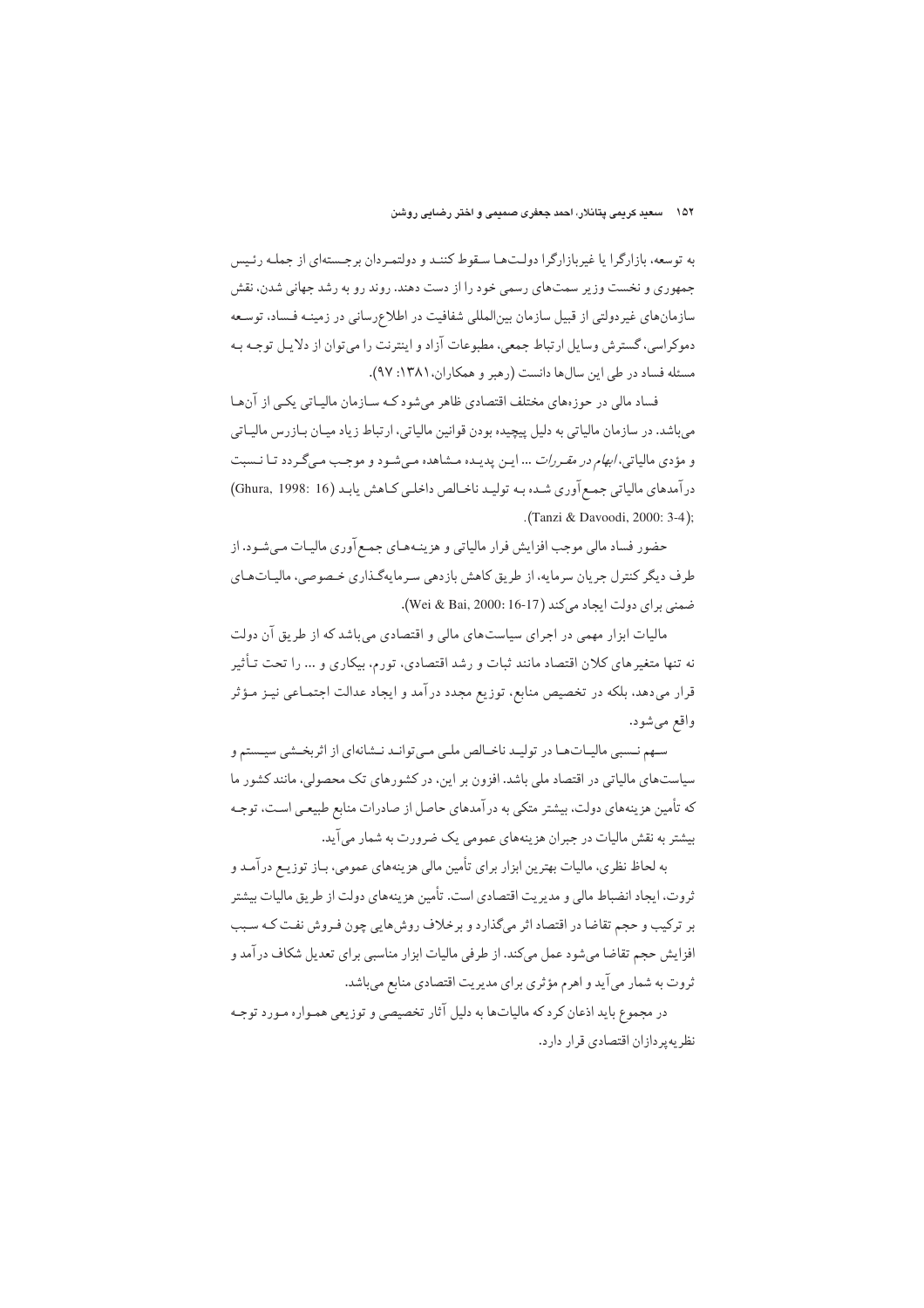به توسعه، بازارگرا یا غیربازارگرا دولت‌ها سقوط کنند و دولتمردان برجسته‌ای از جمله رئیس جمهوری و نخست وزیر سمت‌های رسمی خود را از دست دهند. روند رو به رشد جهانی شدن، نقش سازمان‌های غیردولتی از قبیل سازمان بین‌المللی شفافیت در اطلاع‌رسانی در زمینه فساد، توسعه دموکراسی، گسترش وسایل ارتباط جمعی، مطبوعات آزاد و اینترنت را می‌توان از دلایل توجه به مسئله فساد در طی این سال‌ها دانست (رهبر و همکاران، ۱۳۸۱: ۹۷).

فساد مالی در حوزه‌های مختلف اقتصادی ظاهر می‌شود که سازمان مالیاتی یکی از آن‌ها می‌باشد. در سازمان مالیاتی به دلیل پیچیده بودن قوانین مالیاتی، ارتباط زیاد میان بازرس مالیاتی و مؤدی مالیاتی، *ابهام در مقررات* ... این پدیده مشاهده می‌شود و موجب می‌گردد تا نسبت درآمدهای مالیاتی جمع‌آوری شده به تولید ناخالص داخلی کاهش یابد (Ghura, 1998: 16) (Tanzi & Davoodi, 2000: 3-4);.

حضور فساد مالی موجب افزایش فرار مالیاتی و هزینه‌های جمع‌آوری مالیات می‌شود. از طرف دیگر کنترل جریان سرمایه، از طریق کاهش بازدهی سرمایه‌گذاری خصوصی، مالیات‌های ضمنی برای دولت ایجاد می‌کند (Wei & Bai, 2000: 16-17).

مالیات ابزار مهمی در اجرای سیاست‌های مالی و اقتصادی می‌باشد که از طریق آن دولت نه تنها متغیرهای کلان اقتصاد مانند ثبات و رشد اقتصادی، تورم، بیکاری و ... را تحت تأثیر قرار می‌دهد، بلکه در تخصیص منابع، توزیع مجدد درآمد و ایجاد عدالت اجتماعی نیز مؤثر واقع می‌شود.

سهم نسبی مالیات‌ها در تولید ناخالص ملی می‌تواند نشانه‌ای از اثربخشی سیستم و سیاست‌های مالیاتی در اقتصاد ملی باشد. افزون بر این، در کشورهای تک محصولی، مانند کشور ما که تأمین هزینه‌های دولت، بیشتر متکی به درآمدهای حاصل از صادرات منابع طبیعی است، توجه بیشتر به نقش مالیات در جبران هزینه‌های عمومی یک ضرورت به شمار می‌آید.

به لحاظ نظری، مالیات بهترین ابزار برای تأمین مالی هزینه‌های عمومی، باز توزیع درآمد و ثروت، ایجاد انضباط مالی و مدیریت اقتصادی است. تأمین هزینه‌های دولت از طریق مالیات بیشتر بر ترکیب و حجم تقاضا در اقتصاد اثر می‌گذارد و برخلاف روش‌هایی چون فروش نفت که سبب افزایش حجم تقاضا می‌شود عمل می‌کند. از طرفی مالیات ابزار مناسبی برای تعدیل شکاف درآمد و ثروت به شمار می‌آید و اهرم مؤثری برای مدیریت اقتصادی منابع می‌باشد.

در مجموع باید اذعان کرد که مالیات‌ها به دلیل آثار تخصیصی و توزیعی همواره مورد توجه نظریه‌پردازان اقتصادی قرار دارد.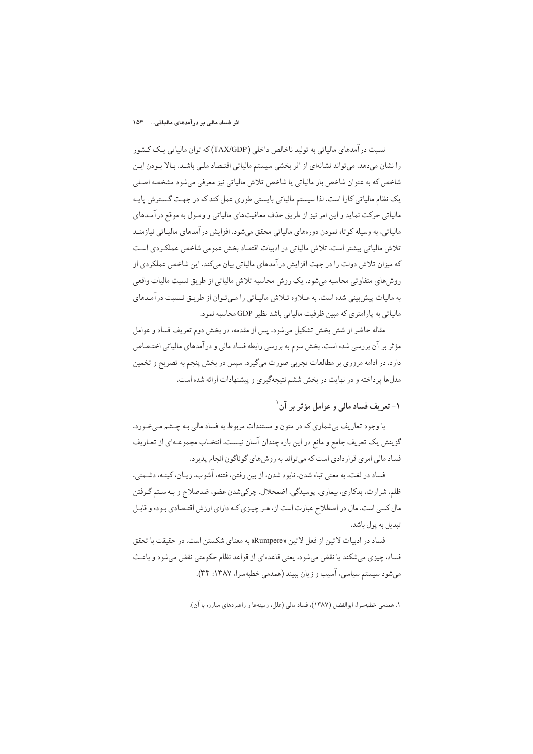نسبت درآمدهای مالیاتی به تولید ناخالص داخلی (TAX/GDP) که توان مالیاتی یک کشور را نشان می‌دهد، می‌تواند نشانه‌ای از اثر بخشی سیستم مالیاتی اقتصاد ملی باشد. بالا بودن این شاخص که به عنوان شاخص بار مالیاتی یا شاخص تلاش مالیاتی نیز معرفی می‌شود مشخصه اصلی یک نظام مالیاتی کارا است. لذا سیستم مالیاتی بایستی طوری عمل کند که در جهت گسترش پایه مالیاتی حرکت نماید و این امر نیز از طریق حذف معافیت‌های مالیاتی و وصول به موقع درآمدهای مالیاتی، به وسیله کوتاه نمودن دوره‌های مالیاتی محقق می‌شود. افزایش درآمدهای مالیاتی نیازمند تلاش مالیاتی بیشتر است. تلاش مالیاتی در ادبیات اقتصاد بخش عمومی شاخص عملکردی است که میزان تلاش دولت را در جهت افزایش درآمدهای مالیاتی بیان می‌کند. این شاخص عملکردی از روش‌های متفاوتی محاسبه می‌شود. یک روش محاسبه تلاش مالیاتی از طریق نسبت مالیات واقعی به مالیات پیش‌بینی شده است. به علاوه تلاش مالیاتی را می‌توان از طریق نسبت درآمدهای مالیاتی به پارامتری که مبین ظرفیت مالیاتی باشد نظیر GDP محاسبه نمود.

مقاله حاضر از شش بخش تشکیل می‌شود. پس از مقدمه، در بخش دوم تعریف فساد و عوامل مؤثر بر آن بررسی شده است. بخش سوم به بررسی رابطه فساد مالی و درآمدهای مالیاتی اختصاص دارد. در ادامه مروری بر مطالعات تجربی صورت می‌گیرد. سپس در بخش پنجم به تصریح و تخمین مدل‌ها پرداخته و در نهایت در بخش ششم نتیجه‌گیری و پیشنهادات ارائه شده است.

## ۱- تعریف فساد مالی و عوامل مؤثر بر آن[1]

با وجود تعاریف بی‌شماری که در متون و مستندات مربوط به فساد مالی به چشم می‌خورد، گزینش یک تعریف جامع و مانع در این باره چندان آسان نیست. انتخاب مجموعه‌ای از تعاریف فساد مالی امری قراردادی است که می‌تواند به روش‌های گوناگون انجام پذیرد.

فساد در لغت، به معنی تباه شدن، نابود شدن، از بین رفتن، فتنه، آشوب، زیان، کینه، دشمنی، ظلم، شرارت، بدکاری، بیماری، پوسیدگی، اضمحلال، چرکی‌شدن عضو، ضدصلاح و به ستم گرفتن مال کسی است. مال در اصطلاح عبارت است از، هر چیزی که دارای ارزش اقتصادی بوده و قابل تبدیل به پول باشد.

فساد در ادبیات لاتین از فعل لاتین «Rumpere» به معنای شکستن است. در حقیقت با تحقق فساد، چیزی می‌شکند یا نقض می‌شود، یعنی قاعده‌ای از قواعد نظام حکومتی نقض می‌شود و باعث می‌شود سیستم سیاسی، آسیب و زیان ببیند (همدمی خطبه‌سرا، ۱۳۸۷: ۳۴).

---

۱. همدمی خطبه‌سرا، ابوالفضل (۱۳۸۷)، فساد مالی (علل، زمینه‌ها و راهبردهای مبارزه با آن).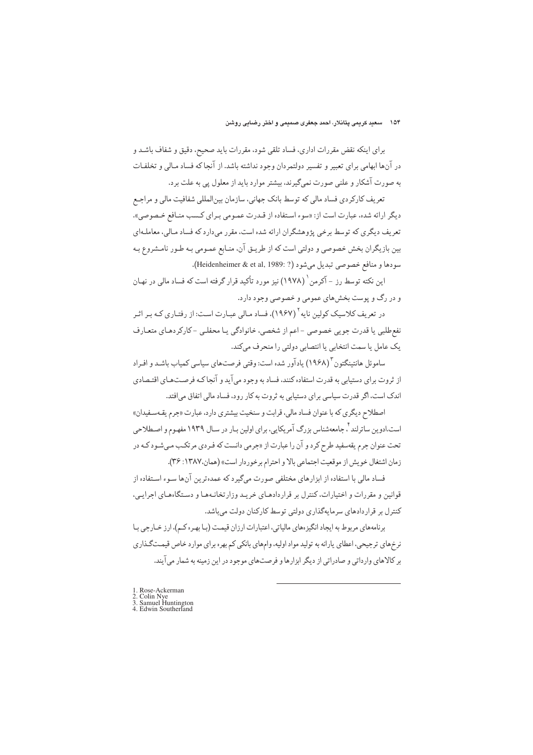برای اینکه نقض مقررات اداری، فساد تلقی شود، مقررات باید صحیح، دقیق و شفاف باشد و در آن‌ها ابهامی برای تعبیر و تفسیر دولتمردان وجود نداشته باشد. از آنجا که فساد مالی و تخلفات به صورت آشکار و علنی صورت نمی‌گیرند، بیشتر موارد باید از معلول پی به علت برد.

تعریف کارکردی فساد مالی که توسط بانک جهانی، سازمان بین‌المللی شفافیت مالی و مراجع دیگر ارائه شده، عبارت است از: «سوء استفاده از قدرت عمومی برای کسب منافع خصوصی». تعریف دیگری که توسط برخی پژوهشگران ارائه شده است، مقرر می‌دارد که فساد مالی، معامله‌ای بین بازیگران بخش خصوصی و دولتی است که از طریق آن، منابع عمومی به طور نامشروع به سودها و منافع خصوصی تبدیل می‌شود (Heidenheimer & et al, 1989: ?).

این نکته توسط رز - آکرمن[1] (۱۹۷۸) نیز مورد تأکید قرار گرفته است که فساد مالی در نهان و در رگ و پوست بخش‌های عمومی و خصوصی وجود دارد.

در تعریف کلاسیک کولین نایه[2] (۱۹۶۷)، فساد مالی عبارت است: از رفتاری که بر اثر نفع‌طلبی یا قدرت جویی خصوصی - اعم از شخصی، خانوادگی یا محفلی - کارکردهای متعارف یک عامل یا سمت انتخابی یا انتصابی دولتی را منحرف می‌کند.

ساموئل هانتینگتون[3] (۱۹۶۸) یادآور شده است: وقتی فرصت‌های سیاسی کمیاب باشد و افراد از ثروت برای دستیابی به قدرت استفاده کنند، فساد به وجود می‌آید و آنجا که فرصت‌های اقتصادی اندک است، اگر قدرت سیاسی برای دستیابی به ثروت به کار رود، فساد مالی اتفاق می‌افتد.

اصطلاح دیگری که با عنوان فساد مالی، قرابت و سنخیت بیشتری دارد، عبارت «جرم یقه‌سفیدان» است.ادوین ساترلند[4]، جامعه‌شناس بزرگ آمریکایی، برای اولین بار در سال ۱۹۳۹ مفهوم و اصطلاحی تحت عنوان جرم یقه‌سفید طرح کرد و آن را عبارت از «جرمی دانست که فردی مرتکب می‌شود که در زمان اشتغال خویش از موقعیت اجتماعی بالا و احترام برخوردار است» (همان،۱۳۸۷: ۳۶).

فساد مالی با استفاده از ابزارهای مختلفی صورت می‌گیرد که عمده‌ترین آن‌ها سوء استفاده از قوانین و مقررات و اختیارات، کنترل بر قراردادهای خرید وزارتخانه‌ها و دستگاه‌های اجرایی، کنترل بر قراردادهای سرمایه‌گذاری دولتی توسط کارکنان دولت می‌باشد.

برنامه‌های مربوط به ایجاد انگیزه‌های مالیاتی، اعتبارات ارزان قیمت (با بهره کم)، ارز خارجی با نرخ‌های ترجیحی، اعطای یارانه به تولید مواد اولیه، وام‌های بانکی کم بهره برای موارد خاص قیمت‌گذاری بر کالاهای وارداتی و صادراتی از دیگر ابزارها و فرصت‌های موجود در این زمینه به شمار می‌آیند.

---

1. Rose-Ackerman
2. Colin Nye
3. Samuel Huntington
4. Edwin Southerland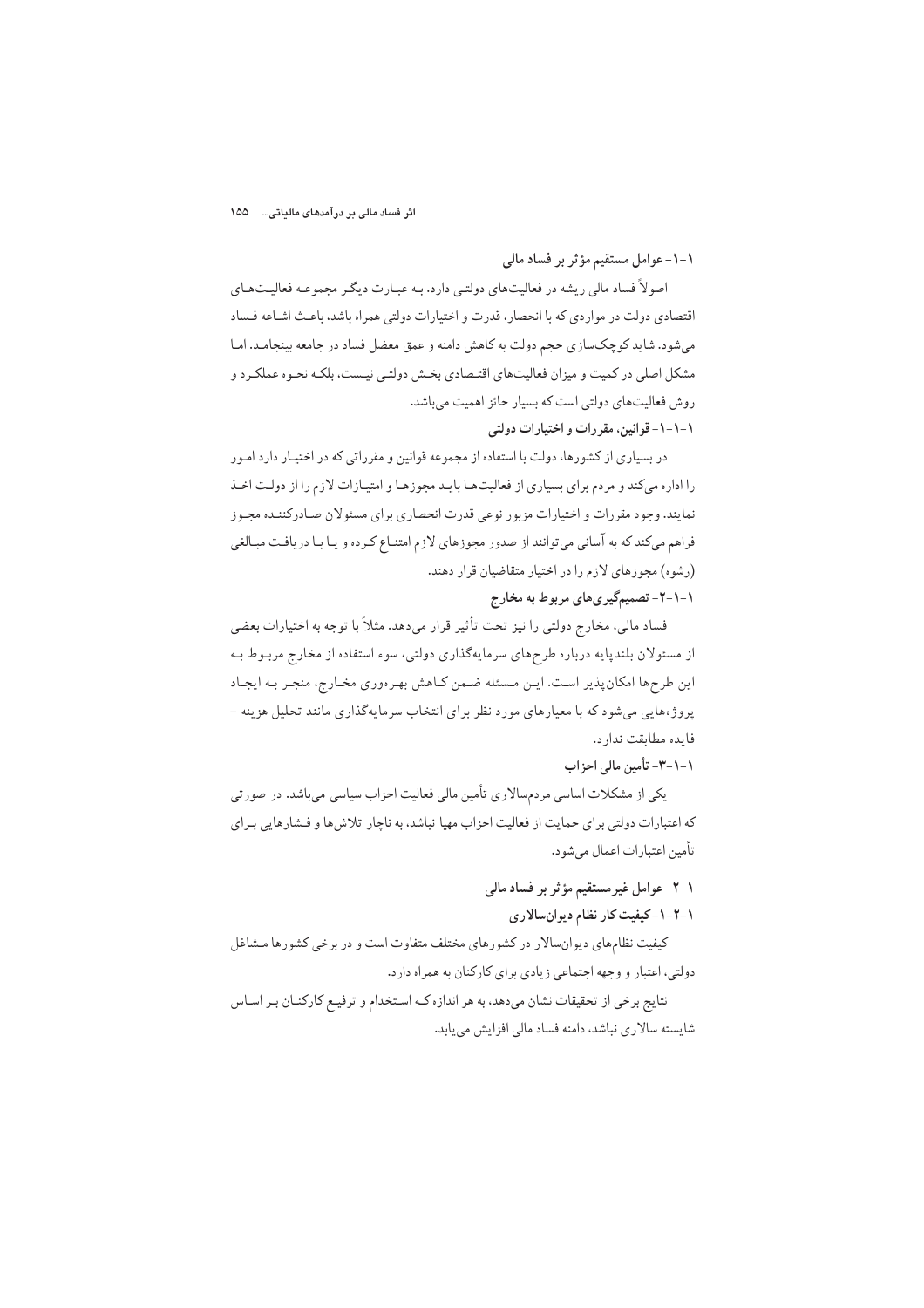## ۱-۱- عوامل مستقیم مؤثر بر فساد مالی

اصولاً فساد مالی ریشه در فعالیت‌های دولتی دارد. بـه عبـارت دیگـر مجموعـه فعالیـت‌هـای اقتصادی دولت در مواردی که با انحصار، قدرت و اختیارات دولتی همراه باشد، باعـث اشـاعه فـساد می‌شود. شاید کوچک‌سازی حجم دولت به کاهش دامنه و عمق معضل فساد در جامعه بینجامـد. امـا مشکل اصلی در کمیت و میزان فعالیت‌های اقتـصادی بخـش دولتـی نیـست، بلکـه نحـوه عملکـرد و روش فعالیت‌های دولتی است که بسیار حائز اهمیت می‌باشد.

### ۱-۱-۱- قوانین، مقررات و اختیارات دولتی

در بسیاری از کشورها، دولت با استفاده از مجموعه قوانین و مقرراتی که در اختیـار دارد امـور را اداره می‌کند و مردم برای بسیاری از فعالیت‌هـا بایـد مجوزهـا و امتیـازات لازم را از دولـت اخـذ نمایند. وجود مقررات و اختیارات مزبور نوعی قدرت انحصاری برای مسئولان صـادرکننـده مجـوز فراهم می‌کند که به آسانی می‌توانند از صدور مجوزهای لازم امتنـاع کـرده و یـا بـا دریافـت مبـالغی (رشوه) مجوزهای لازم را در اختیار متقاضیان قرار دهند.

### ۱-۱-۲- تصمیم‌گیری‌های مربوط به مخارج

فساد مالی، مخارج دولتی را نیز تحت تأثیر قرار می‌دهد. مثلاً با توجه به اختیارات بعضی از مسئولان بلندپایه درباره طرح‌های سرمایه‌گذاری دولتی، سوء استفاده از مخارج مربـوط بـه این طرح‌ها امکان‌پذیر اسـت. ایـن مـسئله ضـمن کـاهش بهـره‌وری مخـارج، منجـر بـه ایجـاد پروژه‌هایی می‌شود که با معیارهای مورد نظر برای انتخاب سرمایه‌گذاری مانند تحلیل هزینه - فایده مطابقت ندارد.

### ۱-۱-۳- تأمین مالی احزاب

یکی از مشکلات اساسی مردم‌سالاری تأمین مالی فعالیت احزاب سیاسی می‌باشد. در صورتی که اعتبارات دولتی برای حمایت از فعالیت احزاب مهیا نباشد، به ناچار تلاش‌ها و فـشارهایی بـرای تأمین اعتبارات اعمال می‌شود.

## ۱-۲- عوامل غیرمستقیم مؤثر بر فساد مالی

### ۱-۲-۱- کیفیت کار نظام دیوان‌سالاری

کیفیت نظام‌های دیوان‌سالار در کشورهای مختلف متفاوت است و در برخی کشورها مـشاغل دولتی، اعتبار و وجهه اجتماعی زیادی برای کارکنان به همراه دارد.

نتایج برخی از تحقیقات نشان می‌دهد، به هر اندازه کـه اسـتخدام و ترفیـع کارکنـان بـر اسـاس شایسته سالاری نباشد، دامنه فساد مالی افزایش می‌یابد.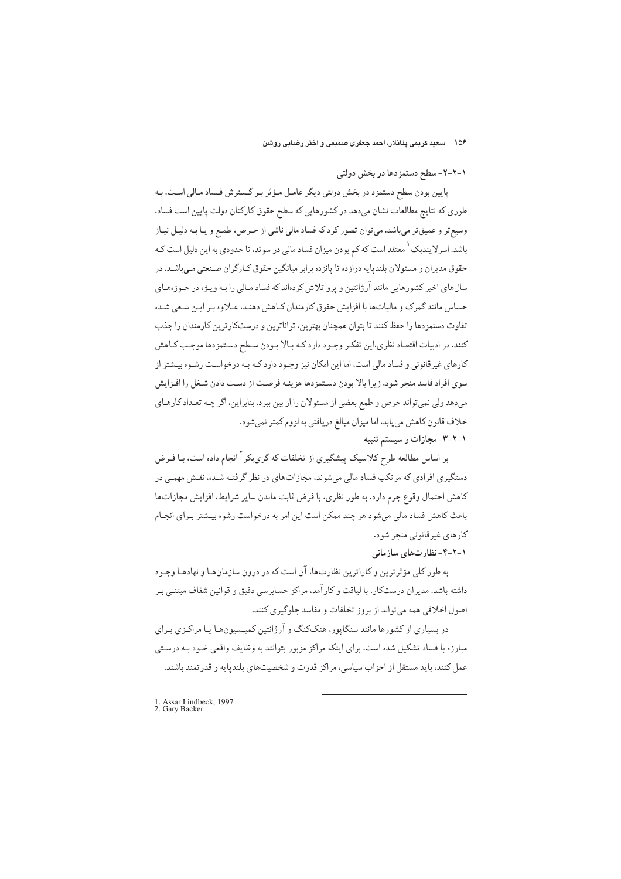### ۱-۲-۲- سطح دستمزدها در بخش دولتی

پایین بودن سطح دستمزد در بخش دولتی دیگر عامل مؤثر بر گسترش فساد مالی است. به طوری که نتایج مطالعات نشان می‌دهد در کشورهایی که سطح حقوق کارکنان دولت پایین است فساد، وسیع‌تر و عمیق‌تر می‌باشد. می‌توان تصور کرد که فساد مالی ناشی از حرص، طمع و یا به دلیل نیاز باشد. اسرلایندبک[1] معتقد است که کم بودن میزان فساد مالی در سوئد، تا حدودی به این دلیل است که حقوق مدیران و مسئولان بلندپایه دوازده تا پانزده برابر میانگین حقوق کارگران صنعتی می‌باشد. در سال‌های اخیر کشورهایی مانند آرژانتین و پرو تلاش کرده‌اند که فساد مالی را به ویژه در حوزه‌های حساس مانند گمرک و مالیات‌ها با افزایش حقوق کارمندان کاهش دهند، علاوه بر این سعی شده تفاوت دستمزدها را حفظ کنند تا بتوان همچنان بهترین، تواناترین و درستکارترین کارمندان را جذب کنند. در ادبیات اقتصاد نظری،این تفکر وجود دارد که بالا بودن سطح دستمزدها موجب کاهش کارهای غیرقانونی و فساد مالی است، اما این امکان نیز وجود دارد که به درخواست رشوه بیشتر از سوی افراد فاسد منجر شود، زیرا بالا بودن دستمزدها هزینه فرصت از دست دادن شغل را افزایش می‌دهد ولی نمی‌تواند حرص و طمع بعضی از مسئولان را از بین ببرد. بنابراین، اگر چه تعداد کارهای خلاف قانون کاهش می‌یابد، اما میزان مبالغ دریافتی به لزوم کمتر نمی‌شود.

### ۱-۲-۳- مجازات و سیستم تنبیه

بر اساس مطالعه طرح کلاسیک پیشگیری از تخلفات که گری‌بکر[2] انجام داده است، با فرض دستگیری افرادی که مرتکب فساد مالی می‌شوند، مجازات‌های در نظر گرفته شده، نقش مهمی در کاهش احتمال وقوع جرم دارد. به طور نظری، با فرض ثابت ماندن سایر شرایط، افزایش مجازات‌ها باعث کاهش فساد مالی می‌شود هر چند ممکن است این امر به درخواست رشوه بیشتر برای انجام کارهای غیرقانونی منجر شود.

### ۱-۲-۴- نظارت‌های سازمانی

به طور کلی مؤثرترین و کاراترین نظارت‌ها، آن است که در درون سازمان‌ها و نهادها وجود داشته باشد. مدیران درستکار، با لیاقت و کارآمد، مراکز حسابرسی دقیق و قوانین شفاف مبتنی بر اصول اخلاقی همه می‌تواند از بروز تخلفات و مفاسد جلوگیری کنند.

در بسیاری از کشورها مانند سنگاپور، هنگ‌کنگ و آرژانتین کمیسیون‌ها یا مراکزی برای مبارزه با فساد تشکیل شده است. برای اینکه مراکز مزبور بتوانند به وظایف واقعی خود به درستی عمل کنند، باید مستقل از احزاب سیاسی، مراکز قدرت و شخصیت‌های بلندپایه و قدرتمند باشند.

---

1. Assar Lindbeck, 1997
2. Gary Backer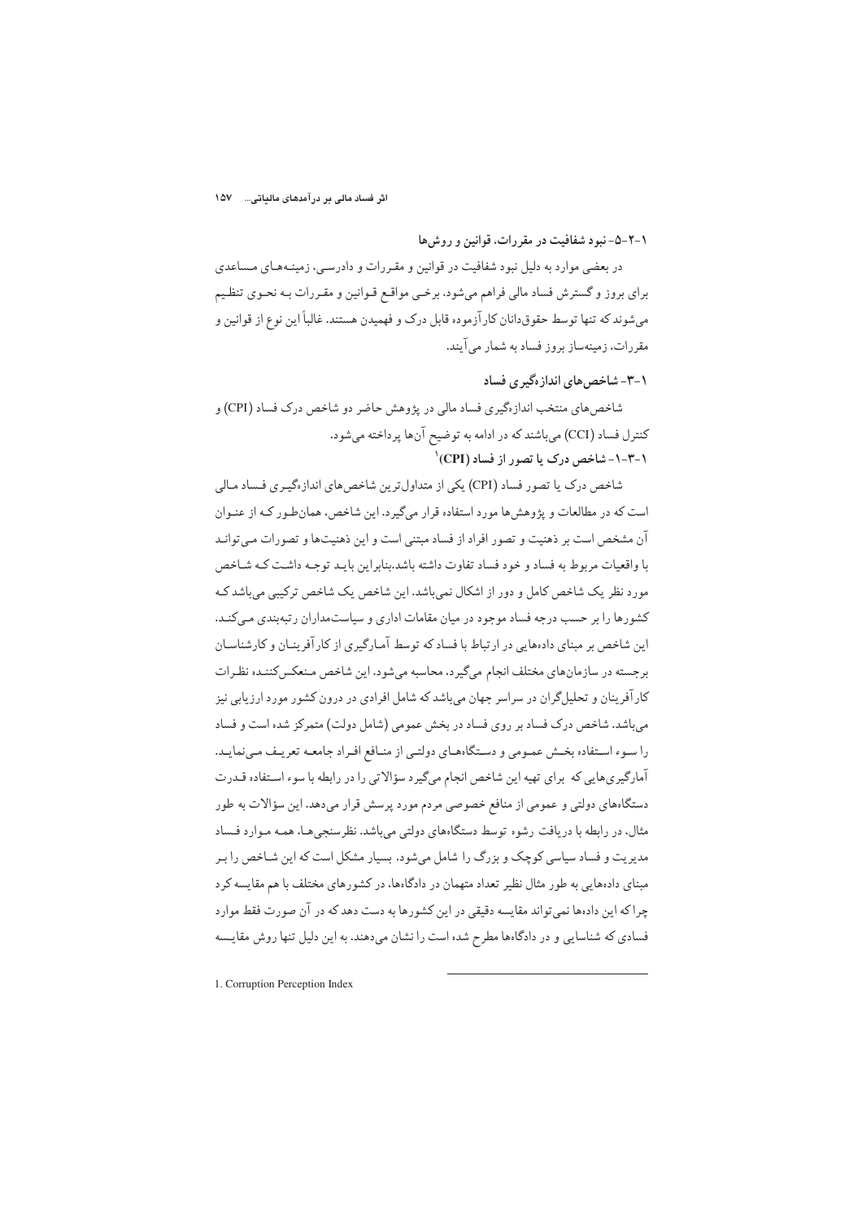### ۱-۲-۵- نبود شفافیت در مقررات، قوانین و روش‌ها

در بعضی موارد به دلیل نبود شفافیت در قوانین و مقـررات و دادرسـی، زمینـه‌هـای مـساعدی برای بروز و گسترش فساد مالی فراهم می‌شود. برخـی مواقـع قـوانین و مقـررات بـه نحـوی تنظـیم می‌شوند که تنها توسط حقوق‌دانان کارآزموده قابل درک و فهمیدن هستند. غالباً این نوع از قوانین و مقررات، زمینه‌ساز بروز فساد به شمار می‌آیند.

## ۱-۳- شاخص‌های اندازه‌گیری فساد

شاخص‌های منتخب اندازه‌گیری فساد مالی در پژوهش حاضر دو شاخص درک فساد (CPI) و کنترل فساد (CCI) می‌باشند که در ادامه به توضیح آن‌ها پرداخته می‌شود.

### ۱-۳-۱- شاخص درک یا تصور از فساد (CPI)[1]

شاخص درک یا تصور فساد (CPI) یکی از متداول‌ترین شاخص‌های اندازه‌گیـری فـساد مـالی است که در مطالعات و پژوهش‌ها مورد استفاده قرار می‌گیرد. این شاخص، همان‌طـور کـه از عنـوان آن مشخص است بر ذهنیت و تصور افراد از فساد مبتنی است و این ذهنیت‌ها و تصورات مـی‌توانـد با واقعیات مربوط به فساد و خود فساد تفاوت داشته باشد.بنابراین بایـد توجـه داشـت کـه شـاخص مورد نظر یک شاخص کامل و دور از اشکال نمی‌باشد. این شاخص یک شاخص ترکیبی می‌باشد کـه کشورها را بر حسب درجه فساد موجود در میان مقامات اداری و سیاست‌مداران رتبه‌بندی مـی‌کنـد. این شاخص بر مبنای داده‌هایی در ارتباط با فساد که توسط آمـارگیری از کارآفرینـان و کارشناسـان برجسته در سازمان‌های مختلف انجام می‌گیرد، محاسبه می‌شود. این شاخص مـنعکس‌کننـده نظـرات کارآفرینان و تحلیل‌گران در سراسر جهان می‌باشد که شامل افرادی در درون کشور مورد ارزیابی نیز می‌باشد. شاخص درک فساد بر روی فساد در بخش عمومی (شامل دولت) متمرکز شده است و فساد را سـوء اسـتفاده بخـش عمـومی و دسـتگاه‌هـای دولتـی از منـافع افـراد جامعـه تعریـف مـی‌نمایـد. آمارگیری‌هایی که برای تهیه این شاخص انجام می‌گیرد سؤالاتی را در رابطه با سوء اسـتفاده قـدرت دستگاه‌های دولتی و عمومی از منافع خصوصی مردم مورد پرسش قرار می‌دهد. این سؤالات به طور مثال، در رابطه با دریافت رشوه توسط دستگاه‌های دولتی می‌باشد. نظرسنجی‌هـا، همـه مـوارد فـساد مدیریت و فساد سیاسی کوچک و بزرگ را شامل می‌شود. بسیار مشکل است که این شـاخص را بـر مبنای داده‌هایی به طور مثال نظیر تعداد متهمان در دادگاه‌ها، در کشورهای مختلف با هم مقایسه کرد چراکه این داده‌ها نمی‌تواند مقایسه دقیقی در این کشورها به دست دهد که در آن صورت فقط موارد فسادی که شناسایی و در دادگاه‌ها مطرح شده است را نشان می‌دهند. به این دلیل تنها روش مقایسـه

---

1. Corruption Perception Index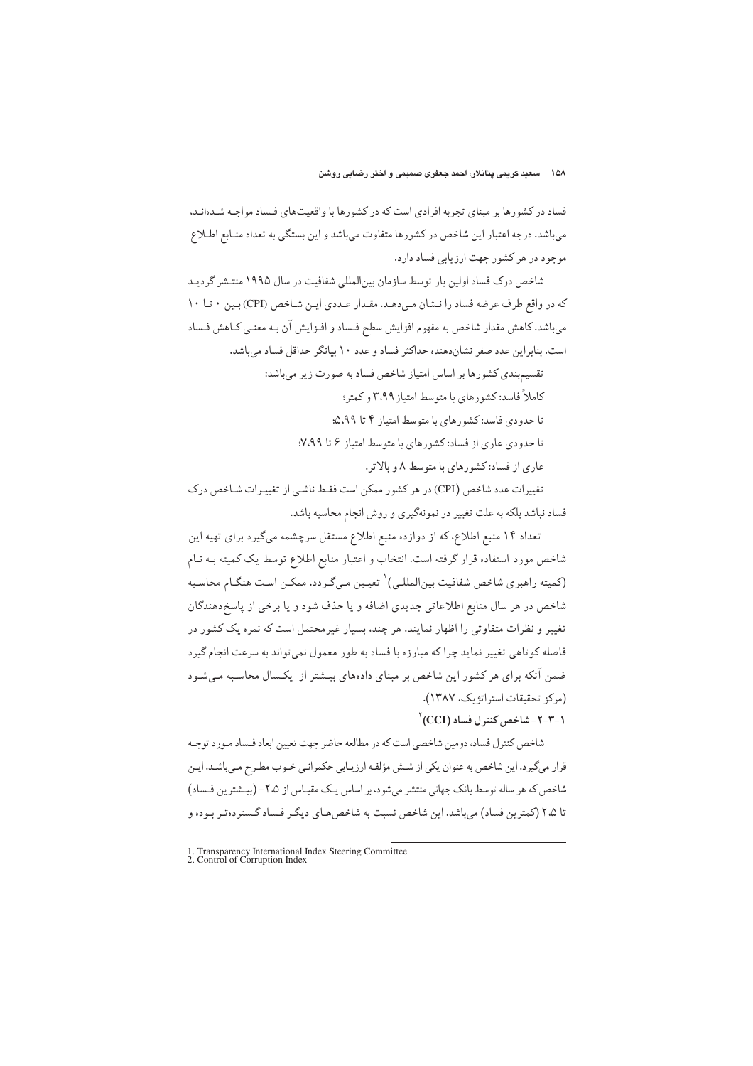فساد در کشورها بر مبنای تجربه افرادی است که در کشورها با واقعیت‌های فساد مواجـه شـده‌انـد، می‌باشد. درجه اعتبار این شاخص در کشورها متفاوت می‌باشد و این بستگی به تعداد منـابع اطـلاع موجود در هر کشور جهت ارزیابی فساد دارد.

شاخص درک فساد اولین بار توسط سازمان بین‌المللی شفافیت در سال ۱۹۹۵ منتشر گردیـد که در واقع طرف عرضه فساد را نـشان مـی‌دهـد. مقـدار عـددی ایـن شـاخص (CPI) بـین ۰ تـا ۱۰ می‌باشد. کاهش مقدار شاخص به مفهوم افزایش سطح فساد و افزایش آن بـه معنـی کـاهش فـساد است. بنابراین عدد صفر نشان‌دهنده حداکثر فساد و عدد ۱۰ بیانگر حداقل فساد می‌باشد.

تقسیم‌بندی کشورها بر اساس امتیاز شاخص فساد به صورت زیر می‌باشد:

کاملاً فاسد: کشورهای با متوسط امتیاز ۳.۹۹ و کمتر؛

تا حدودی فاسد: کشورهای با متوسط امتیاز ۴ تا ۵.۹۹؛

تا حدودی عاری از فساد: کشورهای با متوسط امتیاز ۶ تا ۷.۹۹؛

عاری از فساد: کشورهای با متوسط ۸ و بالاتر.

تغییرات عدد شاخص (CPI) در هر کشور ممکن است فقـط ناشـی از تغییـرات شـاخص درک فساد نباشد بلکه به علت تغییر در نمونه‌گیری و روش انجام محاسبه باشد.

تعداد ۱۴ منبع اطلاع، که از دوازده منبع اطلاع مستقل سرچشمه می‌گیرد برای تهیه این شاخص مورد استفاده قرار گرفته است. انتخاب و اعتبار منابع اطلاع توسط یک کمیته بـه نـام (کمیته راهبری شاخص شفافیت بین‌المللـی)[1] تعیـین مـی‌گـردد. ممکـن اسـت هنگـام محاسـبه شاخص در هر سال منابع اطلاعاتی جدیدی اضافه و یا حذف شود و یا برخی از پاسخ‌دهندگان تغییر و نظرات متفاوتی را اظهار نمایند. هر چند، بسیار غیرمحتمل است که نمره یک کشور در فاصله کوتاهی تغییر نماید چرا که مبارزه با فساد به طور معمول نمی‌تواند به سرعت انجام گیرد ضمن آنکه برای هر کشور این شاخص بر مبنای داده‌های بیـشتر از یکـسال محاسـبه مـی‌شـود (مرکز تحقیقات استراتژیک، ۱۳۸۷).

### ۱-۳-۲- شاخص کنترل فساد (CCI)[2]

شاخص کنترل فساد، دومین شاخصی است که در مطالعه حاضر جهت تعیین ابعاد فساد مـورد توجـه قرار می‌گیرد. این شاخص به عنوان یکی از شش مؤلفه ارزیـابی حکمرانـی خـوب مطـرح مـی‌باشـد. ایـن شاخص که هر ساله توسط بانک جهانی منتشر می‌شود، بر اساس یـک مقیـاس از ۲.۵- (بیـشترین فـساد) تا ۲.۵ (کمترین فساد) می‌باشد. این شاخص نسبت به شاخص‌هـای دیگـر فـساد گـسترده‌تـر بـوده و

---

1. Transparency International Index Steering Committee
2. Control of Corruption Index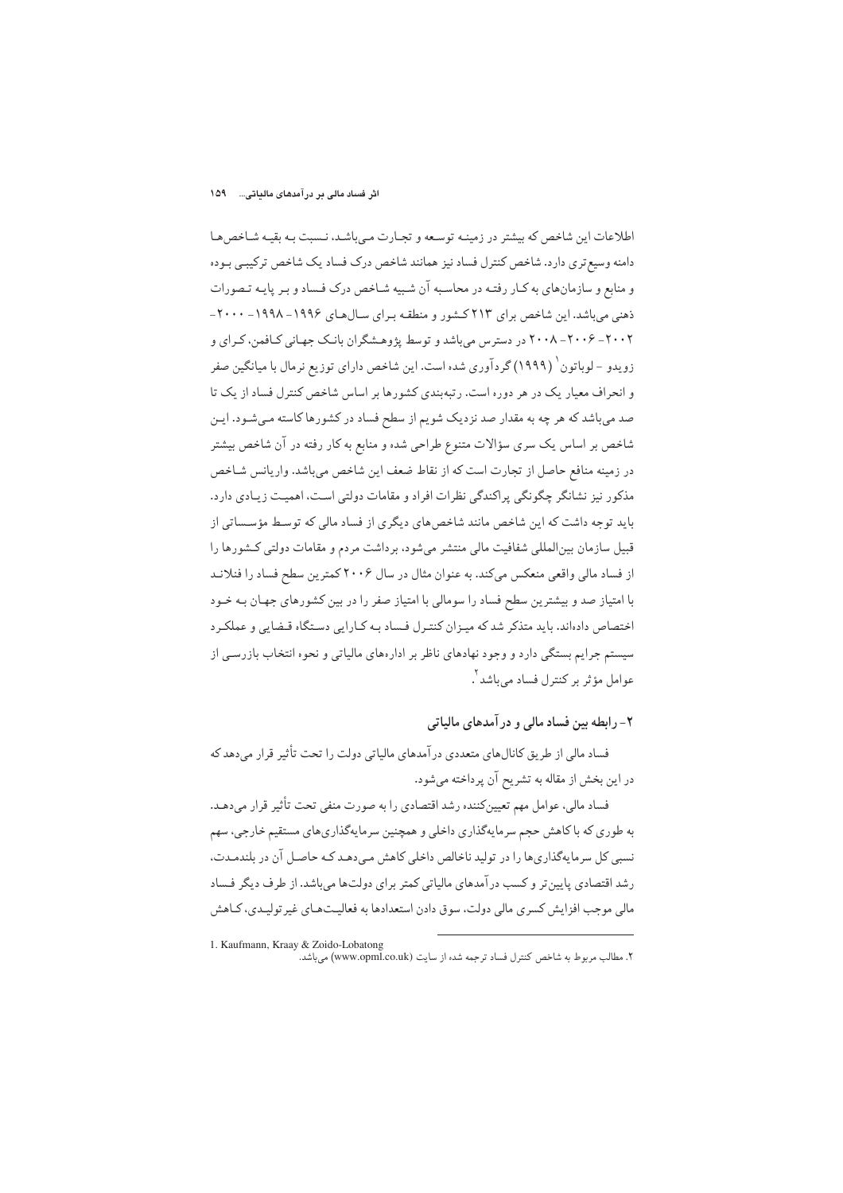اطلاعات این شاخص که بیشتر در زمینه توسعه و تجارت می‌باشد، نسبت به بقیه شاخص‌ها دامنه وسیع‌تری دارد. شاخص کنترل فساد نیز همانند شاخص درک فساد یک شاخص ترکیبی بوده و منابع و سازمان‌های به کار رفته در محاسبه آن شبیه شاخص درک فساد و بر پایه تصورات ذهنی می‌باشد. این شاخص برای ۲۱۳ کشور و منطقه برای سال‌های ۱۹۹۶- ۱۹۹۸- ۲۰۰۰- ۲۰۰۲- ۲۰۰۶- ۲۰۰۸ در دسترس می‌باشد و توسط پژوهشگران بانک جهانی کافمن، کرای و زویدو - لوباتون[1] (۱۹۹۹) گردآوری شده است. این شاخص دارای توزیع نرمال با میانگین صفر و انحراف معیار یک در هر دوره است. رتبه‌بندی کشورها بر اساس شاخص کنترل فساد از یک تا صد می‌باشد که هر چه به مقدار صد نزدیک شویم از سطح فساد در کشورها کاسته می‌شود. این شاخص بر اساس یک سری سؤالات متنوع طراحی شده و منابع به کار رفته در آن شاخص بیشتر در زمینه منافع حاصل از تجارت است که از نقاط ضعف این شاخص می‌باشد. واریانس شاخص مذکور نیز نشانگر چگونگی پراکندگی نظرات افراد و مقامات دولتی است، اهمیت زیادی دارد. باید توجه داشت که این شاخص مانند شاخص‌های دیگری از فساد مالی که توسط مؤسساتی از قبیل سازمان بین‌المللی شفافیت مالی منتشر می‌شود، برداشت مردم و مقامات دولتی کشورها را از فساد مالی واقعی منعکس می‌کند. به عنوان مثال در سال ۲۰۰۶ کمترین سطح فساد را فنلاند با امتیاز صد و بیشترین سطح فساد را سومالی با امتیاز صفر را در بین کشورهای جهان به خود اختصاص داده‌اند. باید متذکر شد که میزان کنترل فساد به کارایی دستگاه قضایی و عملکرد سیستم جرایم بستگی دارد و وجود نهادهای ناظر بر اداره‌های مالیاتی و نحوه انتخاب بازرسی از عوامل مؤثر بر کنترل فساد می‌باشد[2].

## ۲- رابطه بین فساد مالی و درآمدهای مالیاتی

فساد مالی از طریق کانال‌های متعددی درآمدهای مالیاتی دولت را تحت تأثیر قرار می‌دهد که در این بخش از مقاله به تشریح آن پرداخته می‌شود.

فساد مالی، عوامل مهم تعیین‌کننده رشد اقتصادی را به صورت منفی تحت تأثیر قرار می‌دهد. به طوری که با کاهش حجم سرمایه‌گذاری داخلی و همچنین سرمایه‌گذاری‌های مستقیم خارجی، سهم نسبی کل سرمایه‌گذاری‌ها را در تولید ناخالص داخلی کاهش می‌دهد که حاصل آن در بلندمدت، رشد اقتصادی پایین‌تر و کسب درآمدهای مالیاتی کمتر برای دولت‌ها می‌باشد. از طرف دیگر فساد مالی موجب افزایش کسری مالی دولت، سوق دادن استعدادها به فعالیت‌های غیرتولیدی، کاهش

---

1. Kaufmann, Kraay & Zoido-Lobatong

۲. مطالب مربوط به شاخص کنترل فساد ترجمه شده از سایت (www.opml.co.uk) می‌باشد.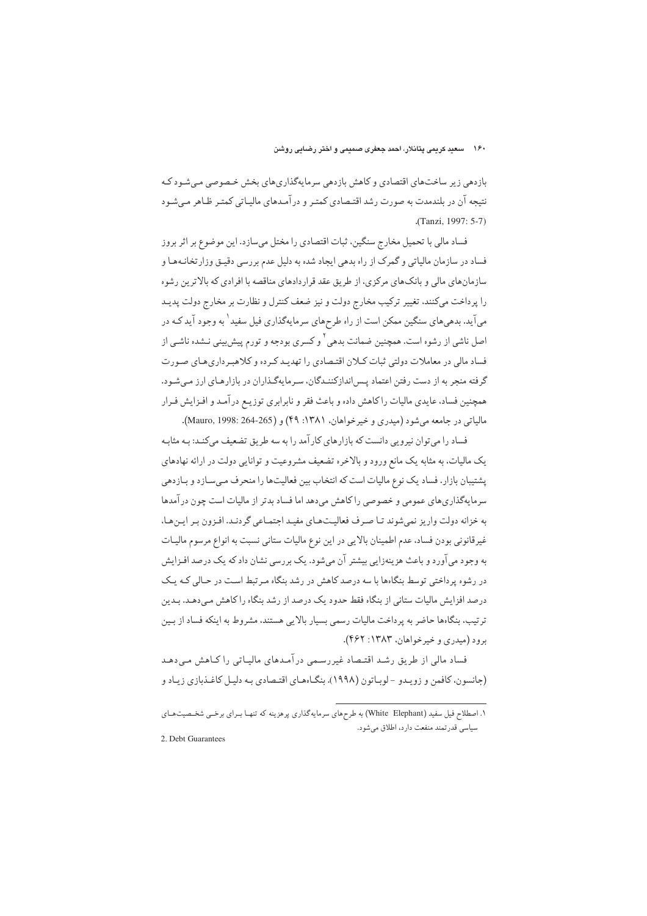بازدهی زیر ساخت‌های اقتصادی و کاهش بازدهی سرمایه‌گذاری‌های بخش خصوصی می‌شود که نتیجه آن در بلندمدت به صورت رشد اقتصادی کمتر و درآمدهای مالیاتی کمتر ظاهر می‌شود (Tanzi, 1997: 5-7).

فساد مالی با تحمیل مخارج سنگین، ثبات اقتصادی را مختل می‌سازد. این موضوع بر اثر بروز فساد در سازمان مالیاتی و گمرک از راه بدهی ایجاد شده به دلیل عدم بررسی دقیق وزارتخانه‌ها و سازمان‌های مالی و بانک‌های مرکزی، از طریق عقد قراردادهای مناقصه با افرادی که بالاترین رشوه را پرداخت می‌کنند، تغییر ترکیب مخارج دولت و نیز ضعف کنترل و نظارت بر مخارج دولت پدید می‌آید. بدهی‌های سنگین ممکن است از راه طرح‌های سرمایه‌گذاری فیل سفید[1] به وجود آید که در اصل ناشی از رشوه است. همچنین ضمانت بدهی[2] و کسری بودجه و تورم پیش‌بینی نشده ناشی از فساد مالی در معاملات دولتی ثبات کلان اقتصادی را تهدید کرده و کلاهبرداری‌های صورت گرفته منجر به از دست رفتن اعتماد پس‌اندازکنندگان، سرمایه‌گذاران در بازارهای ارز می‌شود. همچنین فساد، عایدی مالیات را کاهش داده و باعث فقر و نابرابری توزیع درآمد و افزایش فرار مالیاتی در جامعه می‌شود (میدری و خیرخواهان، ۱۳۸۱: ۴۹) و (Mauro, 1998: 264-265).

فساد را می‌توان نیرویی دانست که بازارهای کارآمد را به سه طریق تضعیف می‌کند: به مثابه یک مالیات، به مثابه یک مانع ورود و بالاخره تضعیف مشروعیت و توانایی دولت در ارائه نهادهای پشتیبان بازار. فساد یک نوع مالیات است که انتخاب بین فعالیت‌ها را منحرف می‌سازد و بازدهی سرمایه‌گذاری‌های عمومی و خصوصی را کاهش می‌دهد اما فساد بدتر از مالیات است چون درآمدها به خزانه دولت واریز نمی‌شوند تا صرف فعالیت‌های مفید اجتماعی گردند. افزون بر این‌ها، غیرقانونی بودن فساد، عدم اطمینان بالایی در این نوع مالیات ستانی نسبت به انواع مرسوم مالیات به وجود می‌آورد و باعث هزینه‌زایی بیشتر آن می‌شود. یک بررسی نشان داد که یک درصد افزایش در رشوه پرداختی توسط بنگاه‌ها با سه درصد کاهش در رشد بنگاه مرتبط است در حالی که یک درصد افزایش مالیات ستانی از بنگاه فقط حدود یک درصد از رشد بنگاه را کاهش می‌دهد. بدین ترتیب، بنگاه‌ها حاضر به پرداخت مالیات رسمی بسیار بالایی هستند، مشروط به اینکه فساد از بین برود (میدری و خیرخواهان، ۱۳۸۳: ۴۶۲).

فساد مالی از طریق رشد اقتصاد غیررسمی درآمدهای مالیاتی را کاهش می‌دهد (جانسون، کافمن و زویدو - لوباتون (۱۹۹۸). بنگاه‌های اقتصادی به دلیل کاغذبازی زیاد و

---

۱. اصطلاح فیل سفید (White Elephant) به طرح‌های سرمایه‌گذاری پرهزینه که تنها برای برخی شخصیت‌های سیاسی قدرتمند منفعت دارد، اطلاق می‌شود.

2. Debt Guarantees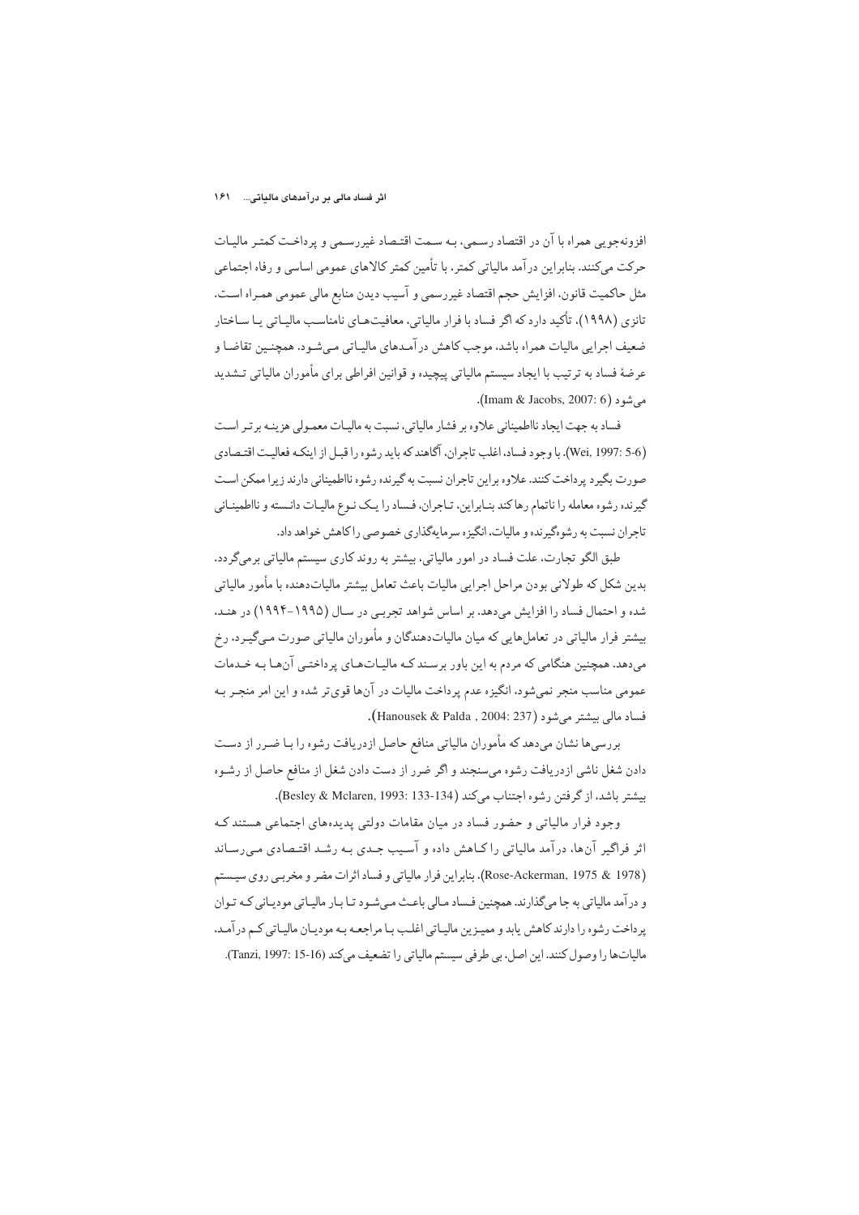افزونه‌جویی همراه با آن در اقتصاد رسمی، بـه سـمت اقتـصاد غیررسـمی و پرداخـت کمتـر مالیـات حرکت می‌کنند. بنابراین درآمد مالیاتی کمتر، با تأمین کمتر کالاهای عمومی اساسی و رفاه اجتماعی مثل حاکمیت قانون، افزایش حجم اقتصاد غیررسمی و آسیب دیدن منابع مالی عمومی همـراه اسـت. تانزی (۱۹۹۸)، تأکید دارد که اگر فساد با فرار مالیاتی، معافیت‌هـای نامناسـب مالیـاتی یـا سـاختار ضعیف اجرایی مالیات همراه باشد، موجب کاهش درآمـدهای مالیـاتی مـی‌شـود. همچنـین تقاضـا و عرضهٔ فساد به ترتیب با ایجاد سیستم مالیاتی پیچیده و قوانین افراطی برای مأموران مالیاتی تـشدید می‌شود (Imam & Jacobs, 2007: 6).

فساد به جهت ایجاد نااطمینانی علاوه بر فشار مالیاتی، نسبت به مالیـات معمـولی هزینـه برتـر اسـت (Wei, 1997: 5-6). با وجود فساد، اغلب تاجران، آگاهند که باید رشوه را قبـل از اینکـه فعالیـت اقتـصادی صورت بگیرد پرداخت کنند. علاوه براین تاجران نسبت به گیرنده رشوه نااطمینانی دارند زیرا ممکن اسـت گیرنده رشوه معامله را ناتمام رها کند بنـابراین، تـاجران، فـساد را یـک نـوع مالیـات دانـسته و نااطمینـانی تاجران نسبت به رشوه‌گیرنده و مالیات، انگیزه سرمایه‌گذاری خصوصی را کاهش خواهد داد.

طبق الگو تجارت، علت فساد در امور مالیاتی، بیشتر به روند کاری سیستم مالیاتی برمی‌گردد. بدین شکل که طولانی بودن مراحل اجرایی مالیات باعث تعامل بیشتر مالیات‌دهنده با مأمور مالیاتی شده و احتمال فساد را افزایش می‌دهد. بر اساس شواهد تجربـی در سـال (۱۹۹۵-۱۹۹۴) در هنـد، بیشتر فرار مالیاتی در تعامل‌هایی که میان مالیات‌دهندگان و مأموران مالیاتی صورت مـی‌گیـرد، رخ می‌دهد. همچنین هنگامی که مردم به این باور برسـند کـه مالیـات‌هـای پرداختـی آن‌هـا بـه خـدمات عمومی مناسب منجر نمی‌شود، انگیزه عدم پرداخت مالیات در آن‌ها قوی‌تر شده و این امر منجـر بـه فساد مالی بیشتر می‌شود (Hanousek & Palda , 2004: 237).

بررسی‌ها نشان می‌دهد که مأموران مالیاتی منافع حاصل ازدریافت رشوه را بـا ضـرر از دسـت دادن شغل ناشی ازدریافت رشوه می‌سنجند و اگر ضرر از دست دادن شغل از منافع حاصل از رشـوه بیشتر باشد، از گرفتن رشوه اجتناب می‌کند (Besley & Mclaren, 1993: 133-134).

وجود فرار مالیاتی و حضور فساد در میان مقامات دولتی پدیده‌های اجتماعی هستند کـه اثر فراگیر آن‌ها، درآمد مالیاتی را کـاهش داده و آسـیب جـدی بـه رشـد اقتـصادی مـی‌رسـاند (Rose-Ackerman, 1975 & 1978). بنابراین فرار مالیاتی و فساد اثرات مضر و مخربـی روی سیـستم و درآمد مالیاتی به جا می‌گذارند. همچنین فـساد مـالی باعـث مـی‌شـود تـا بـار مالیـاتی مودیـانی کـه تـوان پرداخت رشوه را دارند کاهش یابد و ممیـزین مالیـاتی اغلـب بـا مراجعـه بـه مودیـان مالیـاتی کـم درآمـد، مالیات‌ها را وصول کنند. این اصل، بی طرفی سیستم مالیاتی را تضعیف می‌کند (Tanzi, 1997: 15-16).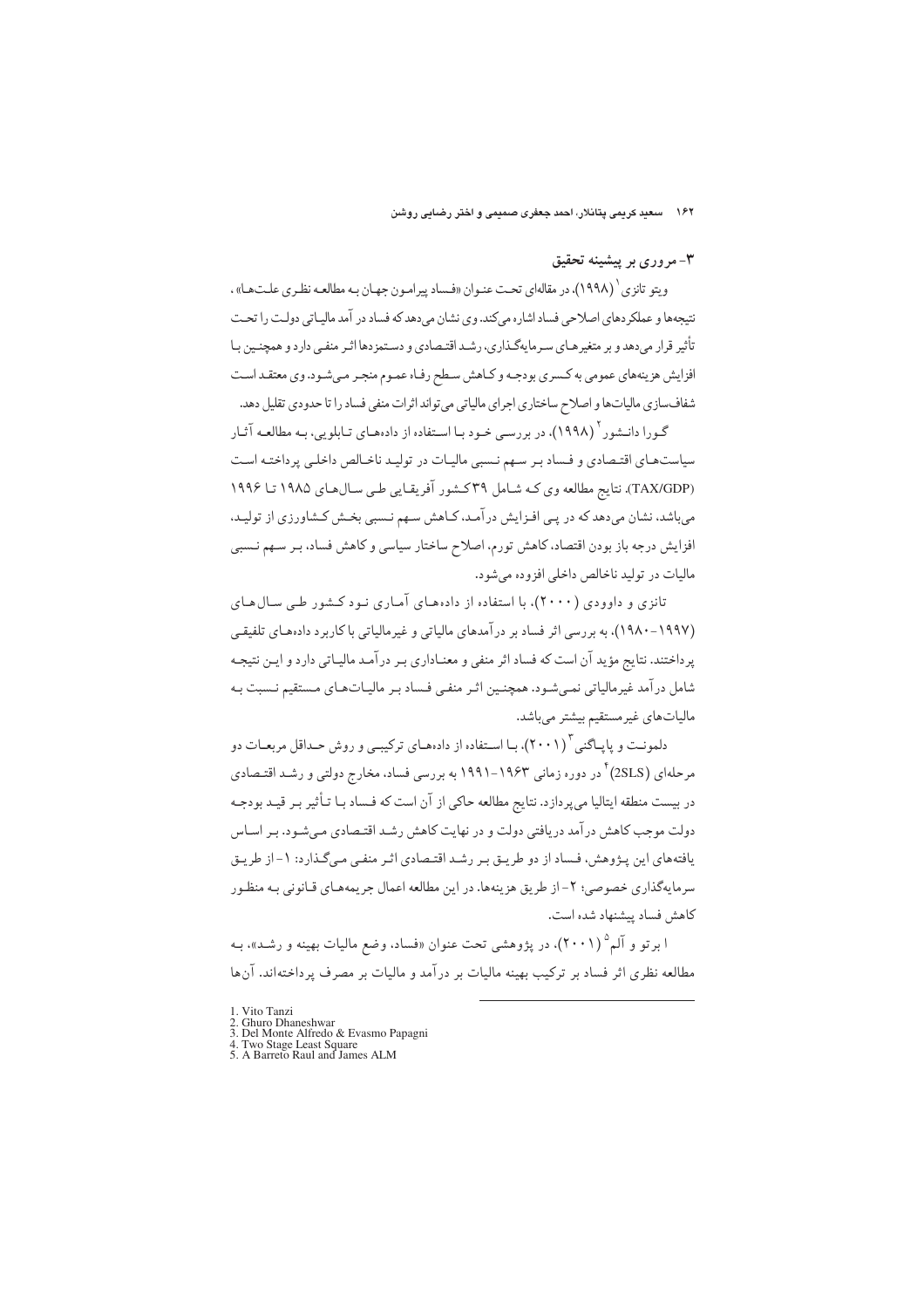## ۳- مروری بر پیشینه تحقیق

ویتو تانزی[1] (۱۹۹۸)، در مقاله‌ای تحت عنوان «فساد پیرامون جهان به مطالعه نظری علت‌ها»، نتیجه‌ها و عملکردهای اصلاحی فساد اشاره می‌کند. وی نشان می‌دهد که فساد در آمد مالیاتی دولت را تحت تأثیر قرار می‌دهد و بر متغیرهای سرمایه‌گذاری، رشد اقتصادی و دستمزدها اثر منفی دارد و همچنین با افزایش هزینه‌های عمومی به کسری بودجه و کاهش سطح رفاه عموم منجر می‌شود. وی معتقد است شفاف‌سازی مالیات‌ها و اصلاح ساختاری اجرای مالیاتی می‌تواند اثرات منفی فساد را تا حدودی تقلیل دهد.

گورا دانشور[2] (۱۹۹۸)، در بررسی خود با استفاده از داده‌های تابلویی، به مطالعه آثار سیاست‌های اقتصادی و فساد بر سهم نسبی مالیات در تولید ناخالص داخلی پرداخته است (TAX/GDP). نتایج مطالعه وی که شامل ۳۹ کشور آفریقایی طی سال‌های ۱۹۸۵ تا ۱۹۹۶ می‌باشد، نشان می‌دهد که در پی افزایش درآمد، کاهش سهم نسبی بخش کشاورزی از تولید، افزایش درجه باز بودن اقتصاد، کاهش تورم، اصلاح ساختار سیاسی و کاهش فساد، بر سهم نسبی مالیات در تولید ناخالص داخلی افزوده می‌شود.

تانزی و داوودی (۲۰۰۰)، با استفاده از داده‌های آماری نود کشور طی سال‌های (۱۹۸۰-۱۹۹۷)، به بررسی اثر فساد بر درآمدهای مالیاتی و غیرمالیاتی با کاربرد داده‌های تلفیقی پرداختند. نتایج مؤید آن است که فساد اثر منفی و معناداری بر درآمد مالیاتی دارد و این نتیجه شامل درآمد غیرمالیاتی نمی‌شود. همچنین اثر منفی فساد بر مالیات‌های مستقیم نسبت به مالیات‌های غیرمستقیم بیشتر می‌باشد.

دلمونت و پاپاگنی[3] (۲۰۰۱)، با استفاده از داده‌های ترکیبی و روش حداقل مربعات دو مرحله‌ای (2SLS)[4] در دوره زمانی ۱۹۶۳-۱۹۹۱ به بررسی فساد، مخارج دولتی و رشد اقتصادی در بیست منطقه ایتالیا می‌پردازد. نتایج مطالعه حاکی از آن است که فساد با تأثیر بر قید بودجه دولت موجب کاهش درآمد دریافتی دولت و در نهایت کاهش رشد اقتصادی می‌شود. بر اساس یافته‌های این پژوهش، فساد از دو طریق بر رشد اقتصادی اثر منفی می‌گذارد: ۱- از طریق سرمایه‌گذاری خصوصی؛ ۲- از طریق هزینه‌ها. در این مطالعه اعمال جریمه‌های قانونی به منظور کاهش فساد پیشنهاد شده است.

ا برتو و آلم[5] (۲۰۰۱)، در پژوهشی تحت عنوان «فساد، وضع مالیات بهینه و رشد»، به مطالعه نظری اثر فساد بر ترکیب بهینه مالیات بر درآمد و مالیات بر مصرف پرداخته‌اند. آن‌ها

---

1. Vito Tanzi
2. Ghuro Dhaneshwar
3. Del Monte Alfredo & Evasmo Papagni
4. Two Stage Least Square
5. A Barreto Raul and James ALM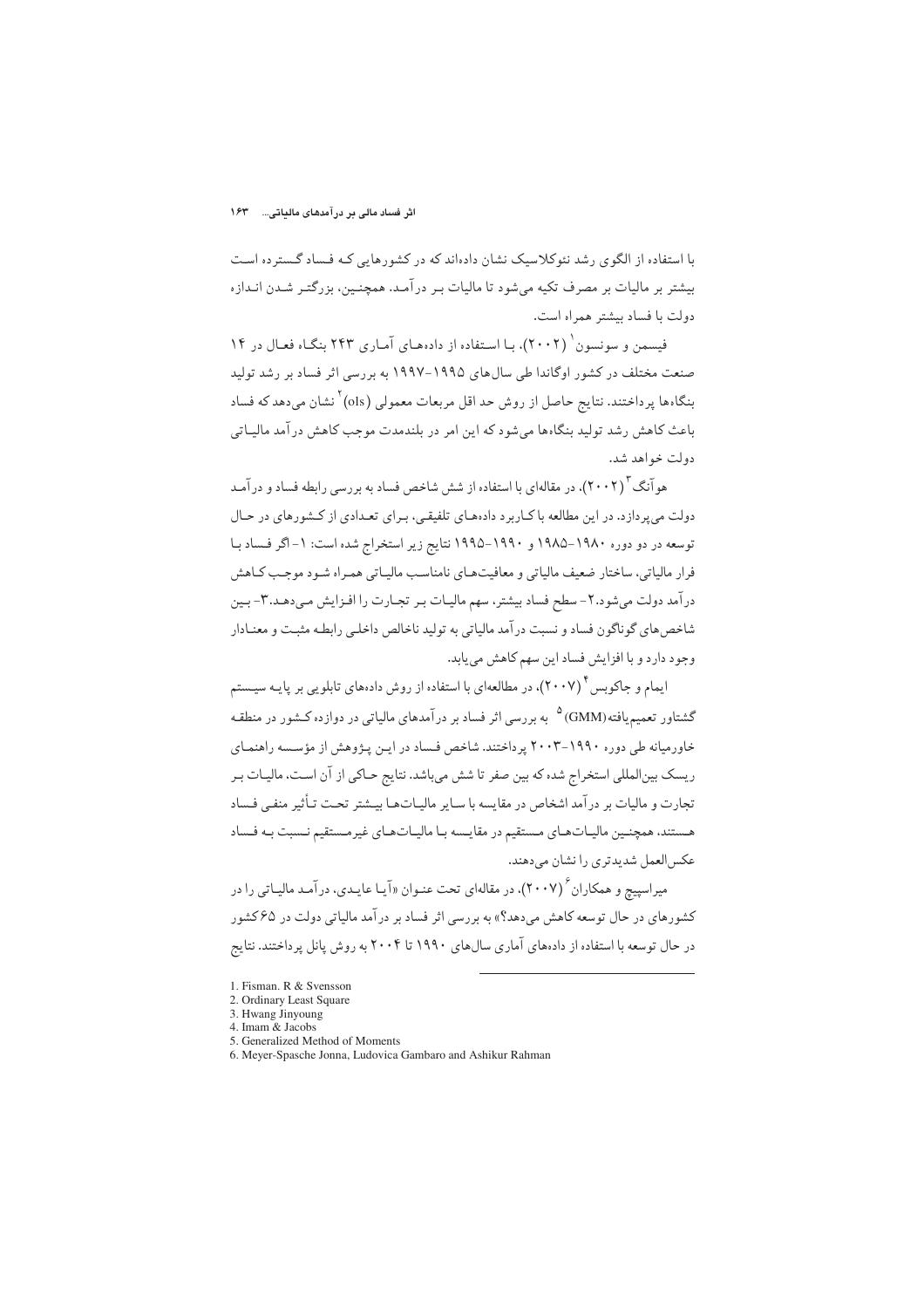با استفاده از الگوی رشد نئوکلاسیک نشان داده‌اند که در کشورهایی کـه فـساد گـسترده اسـت بیشتر بر مالیات بر مصرف تکیه می‌شود تا مالیات بـر درآمـد. همچنـین، بزرگتـر شـدن انـدازه دولت با فساد بیشتر همراه است.

فیسمن و سونسون[1] (۲۰۰۲)، بـا اسـتفاده از داده‌هـای آمـاری ۲۴۳ بنگـاه فعـال در ۱۴ صنعت مختلف در کشور اوگاندا طی سال‌های ۱۹۹۵-۱۹۹۷ به بررسی اثر فساد بر رشد تولید بنگاه‌ها پرداختند. نتایج حاصل از روش حد اقل مربعات معمولی (ols)[2] نشان می‌دهد که فساد باعث کاهش رشد تولید بنگاه‌ها می‌شود که این امر در بلندمدت موجب کاهش درآمد مالیـاتی دولت خواهد شد.

هوآنگ[3] (۲۰۰۲)، در مقاله‌ای با استفاده از شش شاخص فساد به بررسی رابطه فساد و درآمـد دولت می‌پردازد. در این مطالعه با کـاربرد داده‌هـای تلفیقـی، بـرای تعـدادی از کـشورهای در حـال توسعه در دو دوره ۱۹۸۰-۱۹۸۵ و ۱۹۹۰-۱۹۹۵ نتایج زیر استخراج شده است: ۱- اگر فـساد بـا فرار مالیاتی، ساختار ضعیف مالیاتی و معافیت‌هـای نامناسـب مالیـاتی همـراه شـود موجـب کـاهش درآمد دولت می‌شود.۲- سطح فساد بیشتر، سهم مالیـات بـر تجـارت را افـزایش مـی‌دهـد.۳- بـین شاخص‌های گوناگون فساد و نسبت درآمد مالیاتی به تولید ناخالص داخلـی رابطـه مثبـت و معنـادار وجود دارد و با افزایش فساد این سهم کاهش می‌یابد.

ایمام و جاکوبس[4] (۲۰۰۷)، در مطالعه‌ای با استفاده از روش داده‌های تابلویی بر پایـه سیـستم گشتاور تعمیم‌یافته(GMM)[5] به بررسی اثر فساد بر درآمدهای مالیاتی در دوازده کـشور در منطقـه خاورمیانه طی دوره ۱۹۹۰-۲۰۰۳ پرداختند. شاخص فـساد در ایـن پـژوهش از مؤسـسه راهنمـای ریسک بین‌المللی استخراج شده که بین صفر تا شش می‌باشد. نتایج حـاکی از آن اسـت، مالیـات بـر تجارت و مالیات بر درآمد اشخاص در مقایسه با سـایر مالیـات‌هـا بیـشتر تحـت تـأثیر منفـی فـساد هـستند، همچنـین مالیـات‌هـای مـستقیم در مقایـسه بـا مالیـات‌هـای غیرمـستقیم نـسبت بـه فـساد عکس‌العمل شدیدتری را نشان می‌دهند.

میراسپیچ و همکاران[6] (۲۰۰۷)، در مقاله‌ای تحت عنـوان «آیـا عایـدی، درآمـد مالیـاتی را در کشورهای در حال توسعه کاهش می‌دهد؟» به بررسی اثر فساد بر درآمد مالیاتی دولت در ۶۵ کشور در حال توسعه با استفاده از داده‌های آماری سال‌های ۱۹۹۰ تا ۲۰۰۴ به روش پانل پرداختند. نتایج

---

1. Fisman. R & Svensson
2. Ordinary Least Square
3. Hwang Jinyoung
4. Imam & Jacobs
5. Generalized Method of Moments
6. Meyer-Spasche Jonna, Ludovica Gambaro and Ashikur Rahman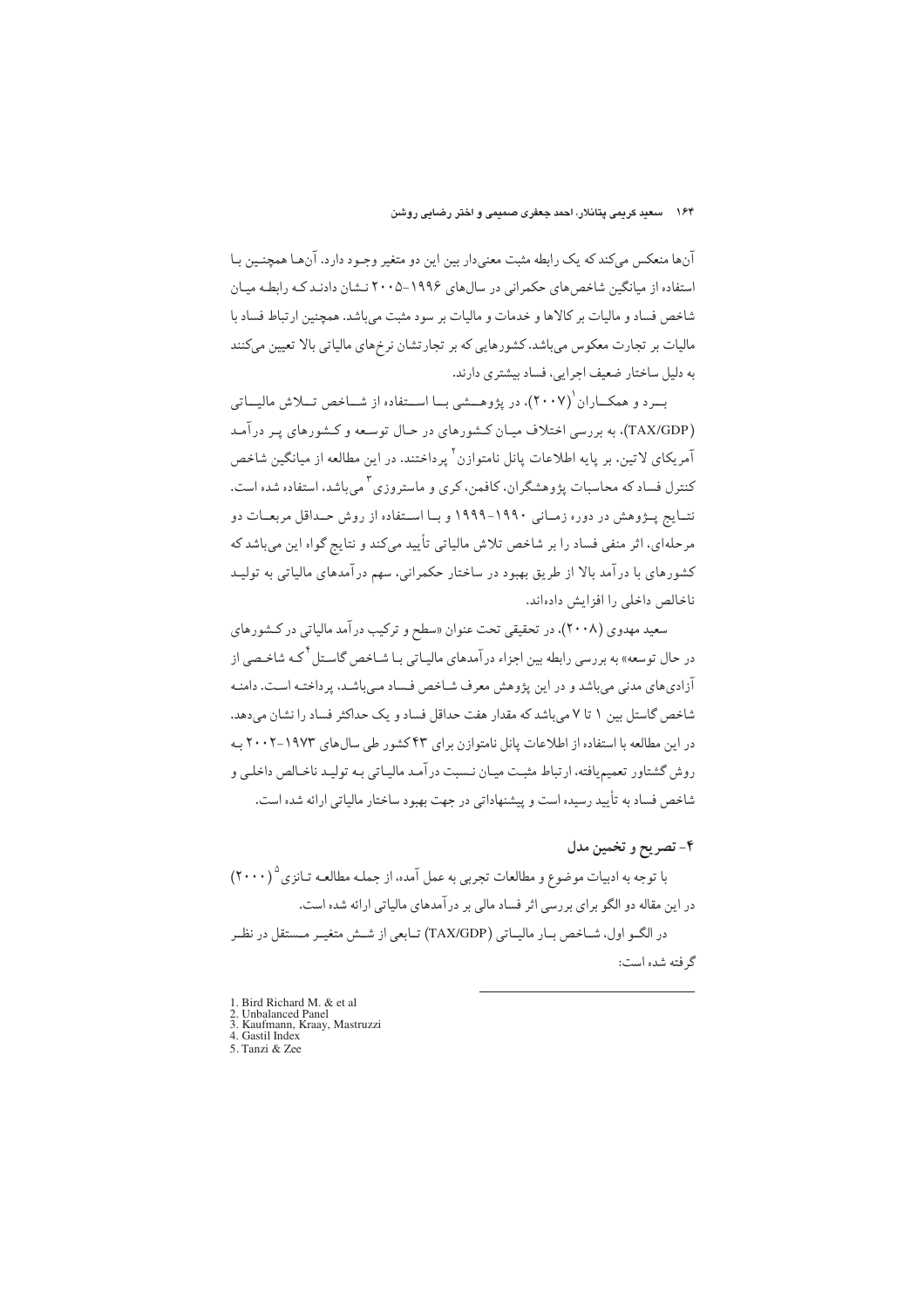آن‌ها منعکس می‌کند که یک رابطه مثبت معنی‌دار بین این دو متغیر وجود دارد. آن‌ها همچنین با استفاده از میانگین شاخص‌های حکمرانی در سال‌های ۱۹۹۶-۲۰۰۵ نشان دادند که رابطه میان شاخص فساد و مالیات بر کالاها و خدمات و مالیات بر سود مثبت می‌باشد. همچنین ارتباط فساد با مالیات بر تجارت معکوس می‌باشد. کشورهایی که بر تجارتشان نرخ‌های مالیاتی بالا تعیین می‌کنند به دلیل ساختار ضعیف اجرایی، فساد بیشتری دارند.

برد و همکاران[1] (۲۰۰۷)، در پژوهشی با استفاده از شاخص تلاش مالیاتی (TAX/GDP)، به بررسی اختلاف میان کشورهای در حال توسعه و کشورهای پر درآمد آمریکای لاتین، بر پایه اطلاعات پانل نامتوازن[2] پرداختند. در این مطالعه از میانگین شاخص کنترل فساد که محاسبات پژوهشگران، کافمن، کری و ماستروزی[3] می‌باشد، استفاده شده است. نتایج پژوهش در دوره زمانی ۱۹۹۰-۱۹۹۹ و با استفاده از روش حداقل مربعات دو مرحله‌ای، اثر منفی فساد را بر شاخص تلاش مالیاتی تأیید می‌کند و نتایج گواه این می‌باشد که کشورهای با درآمد بالا از طریق بهبود در ساختار حکمرانی، سهم درآمدهای مالیاتی به تولید ناخالص داخلی را افزایش داده‌اند.

سعید مهدوی (۲۰۰۸)، در تحقیقی تحت عنوان «سطح و ترکیب درآمد مالیاتی در کشورهای در حال توسعه» به بررسی رابطه بین اجزاء درآمدهای مالیاتی با شاخص گاستل[4] که شاخصی از آزادی‌های مدنی می‌باشد و در این پژوهش معرف شاخص فساد می‌باشد، پرداخته است. دامنه شاخص گاستل بین ۱ تا ۷ می‌باشد که مقدار هفت حداقل فساد و یک حداکثر فساد را نشان می‌دهد. در این مطالعه با استفاده از اطلاعات پانل نامتوازن برای ۴۳ کشور طی سال‌های ۱۹۷۳-۲۰۰۲ به روش گشتاور تعمیم‌یافته، ارتباط مثبت میان نسبت درآمد مالیاتی به تولید ناخالص داخلی و شاخص فساد به تأیید رسیده است و پیشنهاداتی در جهت بهبود ساختار مالیاتی ارائه شده است.

## ۴- تصریح و تخمین مدل

با توجه به ادبیات موضوع و مطالعات تجربی به عمل آمده، از جمله مطالعه تانزی[5] (۲۰۰۰) در این مقاله دو الگو برای بررسی اثر فساد مالی بر درآمدهای مالیاتی ارائه شده است.

در الگو اول، شاخص بار مالیاتی (TAX/GDP) تابعی از شش متغیر مستقل در نظر گرفته شده است:

---

1. Bird Richard M. & et al
2. Unbalanced Panel
3. Kaufmann, Kraay, Mastruzzi
4. Gastil Index
5. Tanzi & Zee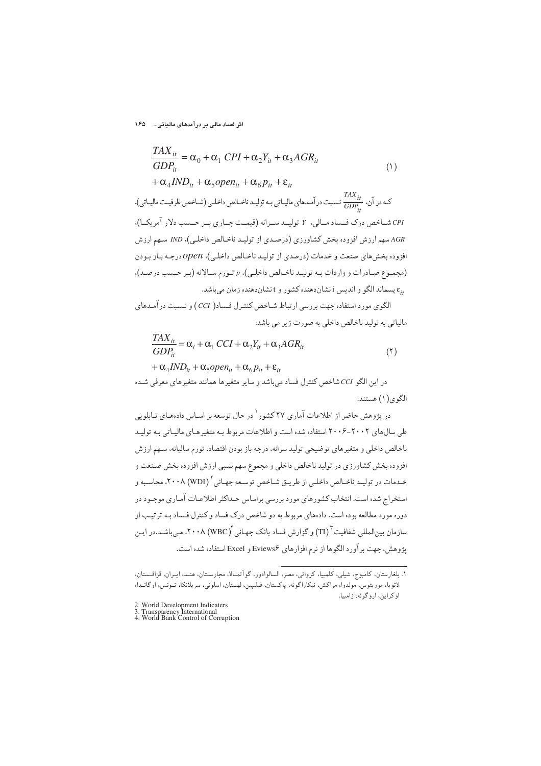$$\frac{TAX_{it}}{GDP_{it}} = \alpha_0 + \alpha_1\ CPI + \alpha_2 Y_{it} + \alpha_3 AGR_{it} + \alpha_4 IND_{it} + \alpha_5 open_{it} + \alpha_6 p_{it} + \varepsilon_{it} \quad (1)$$

که در آن، $\frac{TAX_{it}}{GDP_{it}}$ نسبت درآمدهای مالیاتی بـه تولیـد ناخـالص داخلـی (شـاخص ظرفیـت مالیـاتی)، $CPI$ شـاخص درک فـساد مـالی، $Y$ تولیـد سـرانه (قیمـت جـاری بـر حـسب دلار آمریکـا)، $AGR$ سهم ارزش افزوده بخش کشاورزی (درصـدی از تولیـد ناخـالص داخلـی)، $IND$ سـهم ارزش افزوده بخش‌های صنعت و خدمات (درصدی از تولیـد ناخـالص داخلـی)، $open$ درجـه بـاز بـودن (مجمـوع صـادرات و واردات بـه تولیـد ناخـالص داخلـی)، $p$ تـورم سـالانه (بـر حـسب درصـد)، $\varepsilon_{it}$ پسماند الگو و اندیس i نشان‌دهنده کشور و t نشان‌دهنده زمان می‌باشد.

الگوی مورد استفاده جهت بررسی ارتباط شـاخص کنتـرل فـساد( $CCI$ ) و نـسبت درآمـدهای مالیاتی به تولید ناخالص داخلی به صورت زیر می باشد:

$$\frac{TAX_{it}}{GDP_{it}} = \alpha_i + \alpha_1\ CCI + \alpha_2 Y_{it} + \alpha_3 AGR_{it} + \alpha_4 IND_{it} + \alpha_5 open_{it} + \alpha_6 p_{it} + \varepsilon_{it} \quad (2)$$

در این الگو $CCI$ شاخص کنترل فساد می‌باشد و سایر متغیرها همانند متغیرهای معرفی شـده الگوی(۱) هستند.

در پژوهش حاضر از اطلاعات آماری ۲۷ کشور[1] در حال توسعه بر اسـاس داده‌هـای تـابلویی طی سال‌های ۲۰۰۲-۲۰۰۶ استفاده شده است و اطلاعات مربوط بـه متغیرهـای مالیـاتی بـه تولیـد ناخالص داخلی و متغیرهای توضیحی تولید سرانه، درجه باز بودن اقتصاد، تورم سالیانه، سـهم ارزش افزوده بخش کشاورزی در تولید ناخالص داخلی و مجموع سهم نسبی ارزش افزوده بخش صـنعت و خـدمات در تولیـد ناخـالص داخلـی از طریـق شـاخص توسـعه جهـانی[2] (WDI) ۲۰۰۸، محاسـبه و استخراج شده است. انتخاب کشورهای مورد بررسی براساس حـداکثر اطلاعـات آمـاری موجـود در دوره مورد مطالعه بوده است. داده‌های مربوط به دو شاخص درک فساد و کنترل فـساد بـه ترتیـب از سازمان بین‌المللی شفافیت[3] (TI) و گزارش فساد بانک جهـانی[4] (WBC)، ۲۰۰۸، مـی‌باشـد.در ایـن پژوهش، جهت برآورد الگوها از نرم افزارهای Eviews6 و Excel استفاده شده است.

---

۱. بلغارستان، کامبوج، شیلی، کلمبیا، کرواتی، مصر، السالوادور، گوآتمـالا، مجارسـتان، هنـد، ایـران، قزاقـستان، لاتویا، موریتوس، مولدوا، مراکش، نیکاراگوئه، پاکستان، فیلیپین، لهستان، اسلونی، سریلانکا، تـونس، اوگانـدا، اوکراین، اروگوئه، زامبیا.

2. World Development Indicaters
3. Transparency International
4. World Bank Control of Corruption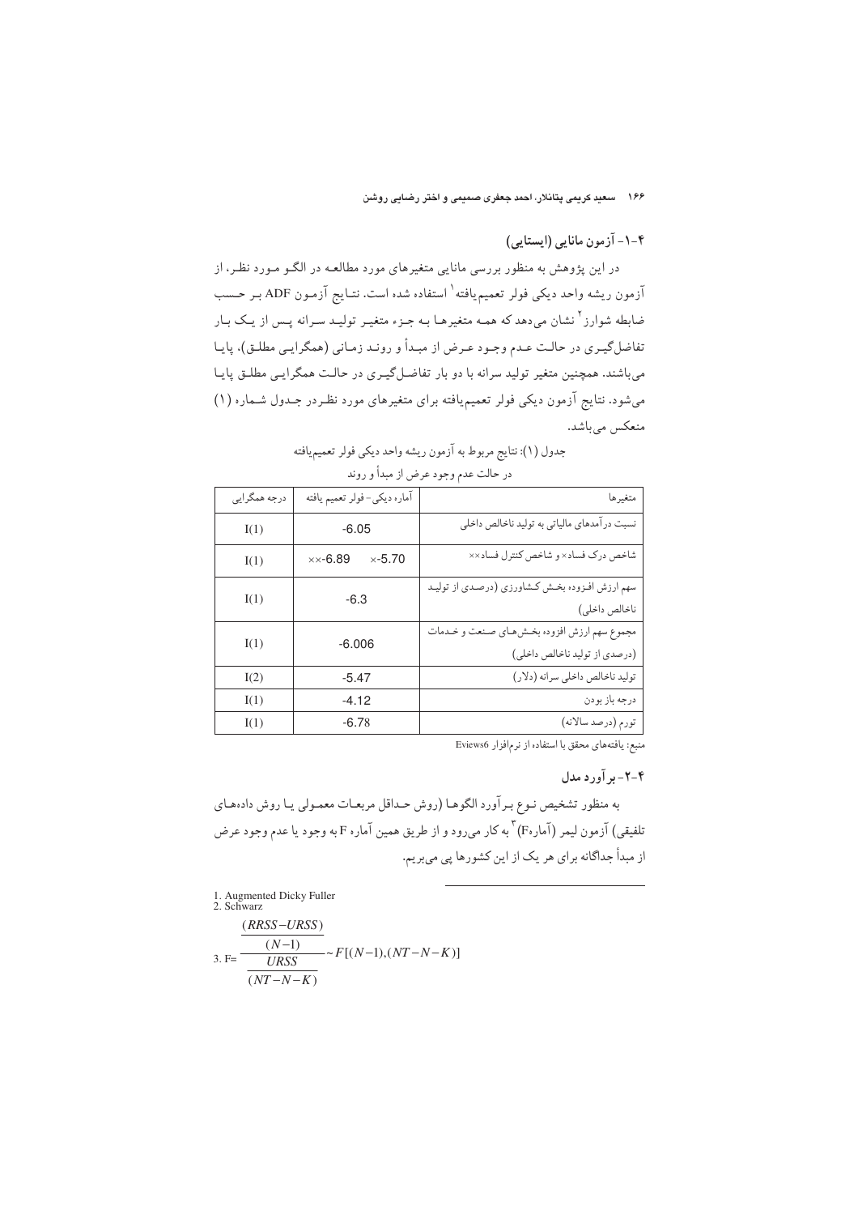### ۴-۱- آزمون مانایی (ایستایی)

در این پژوهش به منظور بررسی مانایی متغیرهای مورد مطالعه در الگو مورد نظر، از آزمون ریشه واحد دیکی فولر تعمیم‌یافته[1] استفاده شده است. نتایج آزمون ADF بر حسب ضابطه شوارز[2] نشان می‌دهد که همه متغیرها به جزء متغیر تولید سرانه پس از یک بار تفاضل‌گیری در حالت عدم وجود عرض از مبدأ و روند زمانی (همگرایی مطلق)، پایا می‌باشند. همچنین متغیر تولید سرانه با دو بار تفاضل‌گیری در حالت همگرایی مطلق پایا می‌شود. نتایج آزمون دیکی فولر تعمیم‌یافته برای متغیرهای مورد نظر در جدول شماره (۱) منعکس می‌باشد.

جدول (۱): نتایج مربوط به آزمون ریشه واحد دیکی فولر تعمیم‌یافته در حالت عدم وجود عرض از مبدأ و روند

| متغیرها | آماره دیکی- فولر تعمیم یافته | درجه همگرایی |
|---|---|---|
| نسبت درآمدهای مالیاتی به تولید ناخالص داخلی | -6.05 | I(1) |
| شاخص درک فساد× و شاخص کنترل فساد×× | ××-6.89 ×-5.70 | I(1) |
| سهم ارزش افزوده بخش کشاورزی (درصدی از تولید ناخالص داخلی) | -6.3 | I(1) |
| مجموع سهم ارزش افزوده بخش‌های صنعت و خدمات (درصدی از تولید ناخالص داخلی) | -6.006 | I(1) |
| تولید ناخالص داخلی سرانه (دلار) | -5.47 | I(2) |
| درجه باز بودن | -4.12 | I(1) |
| تورم (درصد سالانه) | -6.78 | I(1) |

منبع: یافته‌های محقق با استفاده از نرم‌افزار Eviews6

### ۴-۲- برآورد مدل

به منظور تشخیص نوع برآورد الگوها (روش حداقل مربعات معمولی یا روش داده‌های تلفیقی) آزمون لیمر (آماره F)[3] به کار می‌رود و از طریق همین آماره F به وجود یا عدم وجود عرض از مبدأ جداگانه برای هر یک از این کشورها پی می‌بریم.

---

1. Augmented Dicky Fuller
2. Schwarz
3. $F=\dfrac{\dfrac{(RRSS-URSS)}{(N-1)}}{\dfrac{URSS}{(NT-N-K)}}\sim F[(N-1),(NT-N-K)]$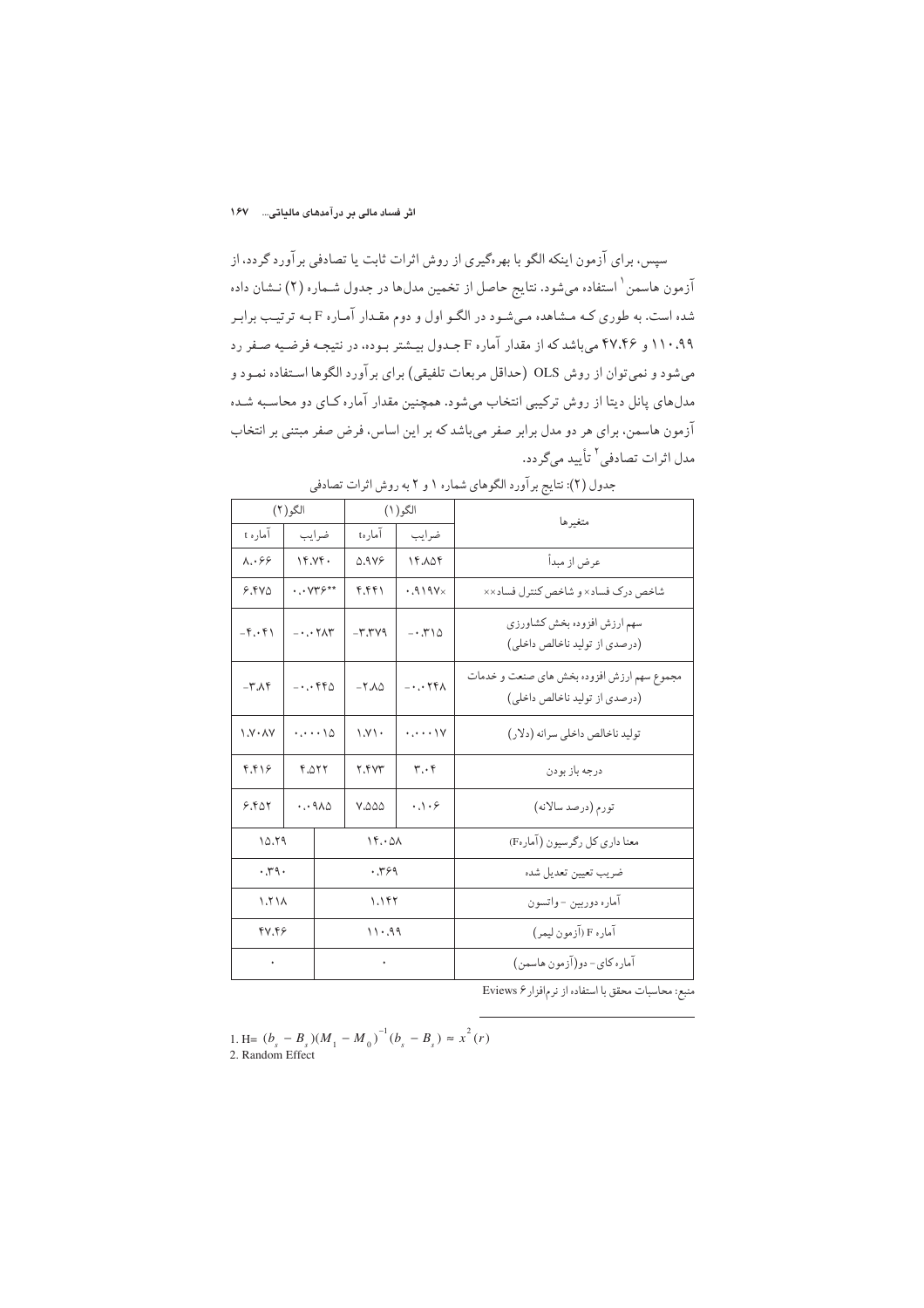سپس، برای آزمون اینکه الگو با بهره‌گیری از روش اثرات ثابت یا تصادفی برآورد گردد، از آزمون هاسمن[1] استفاده می‌شود. نتایج حاصل از تخمین مدل‌ها در جدول شماره (۲) نشان داده شده است. به طوری که مشاهده می‌شود در الگو اول و دوم مقدار آماره F به ترتیب برابر ۱۱۰.۹۹ و ۴۷.۴۶ می‌باشد که از مقدار آماره F جدول بیشتر بوده، در نتیجه فرضیه صفر رد می‌شود و نمی‌توان از روش OLS (حداقل مربعات تلفیقی) برای برآورد الگوها استفاده نمود و مدل‌های پانل دیتا از روش ترکیبی انتخاب می‌شود. همچنین مقدار آماره کای دو محاسبه شده آزمون هاسمن، برای هر دو مدل برابر صفر می‌باشد که بر این اساس، فرض صفر مبتنی بر انتخاب مدل اثرات تصادفی[2] تأیید می‌گردد.

جدول (۲): نتایج برآورد الگوهای شماره ۱ و ۲ به روش اثرات تصادفی

| متغیرها | الگو(۱) | | الگو(۲) | |
|---|---|---|---|---|
| | ضرایب | آماره t | ضرایب | آماره t |
| عرض از مبدأ | ۱۴.۸۵۴ | ۵.۹۷۶ | ۱۴.۷۴۰ | ۸.۰۶۶ |
| شاخص درک فساد× و شاخص کنترل فساد×× | ×۰.۹۱۹۷ | ۴.۴۴۱ | \*\*۰.۰۷۳۶ | ۶.۴۷۵ |
| سهم ارزش افزوده بخش کشاورزی (درصدی از تولید ناخالص داخلی) | -۰.۳۱۵ | -۳.۳۷۹ | -۰.۰۲۸۳ | -۴.۰۴۱ |
| مجموع سهم ارزش افزوده بخش های صنعت و خدمات (درصدی از تولید ناخالص داخلی) | -۰.۰۲۴۸ | -۲.۸۵ | -۰.۰۴۴۵ | -۳.۸۴ |
| تولید ناخالص داخلی سرانه (دلار) | ۰.۰۰۰۱۷ | ۱.۷۱۰ | ۰.۰۰۰۱۵ | ۱.۷۰۸۷ |
| درجه باز بودن | ۳.۰۴ | ۲.۴۷۳ | ۴.۵۲۲ | ۴.۴۱۶ |
| تورم (درصد سالانه) | ۰.۱۰۶ | ۷.۵۵۵ | ۰.۰۹۸۵ | ۶.۴۵۲ |
| معنا داری کل رگرسیون (آمارهF) | ۱۴.۰۵۸ | | ۱۵.۲۹ | |
| ضریب تعیین تعدیل شده | ۰.۳۶۹ | | ۰.۳۹۰ | |
| آماره دوربین - واتسون | ۱.۱۴۲ | | ۱.۲۱۸ | |
| آماره F (آزمون لیمر) | ۱۱۰.۹۹ | | ۴۷.۴۶ | |
| آماره کای- دو(آزمون هاسمن) | ۰ | | ۰ | |

منبع: محاسبات محقق با استفاده از نرم‌افزار Eviews ۶

---

1. $H= (b_s - B_s)(M_1 - M_0)^{-1}(b_s - B_s) \approx x^2(r)$
2. Random Effect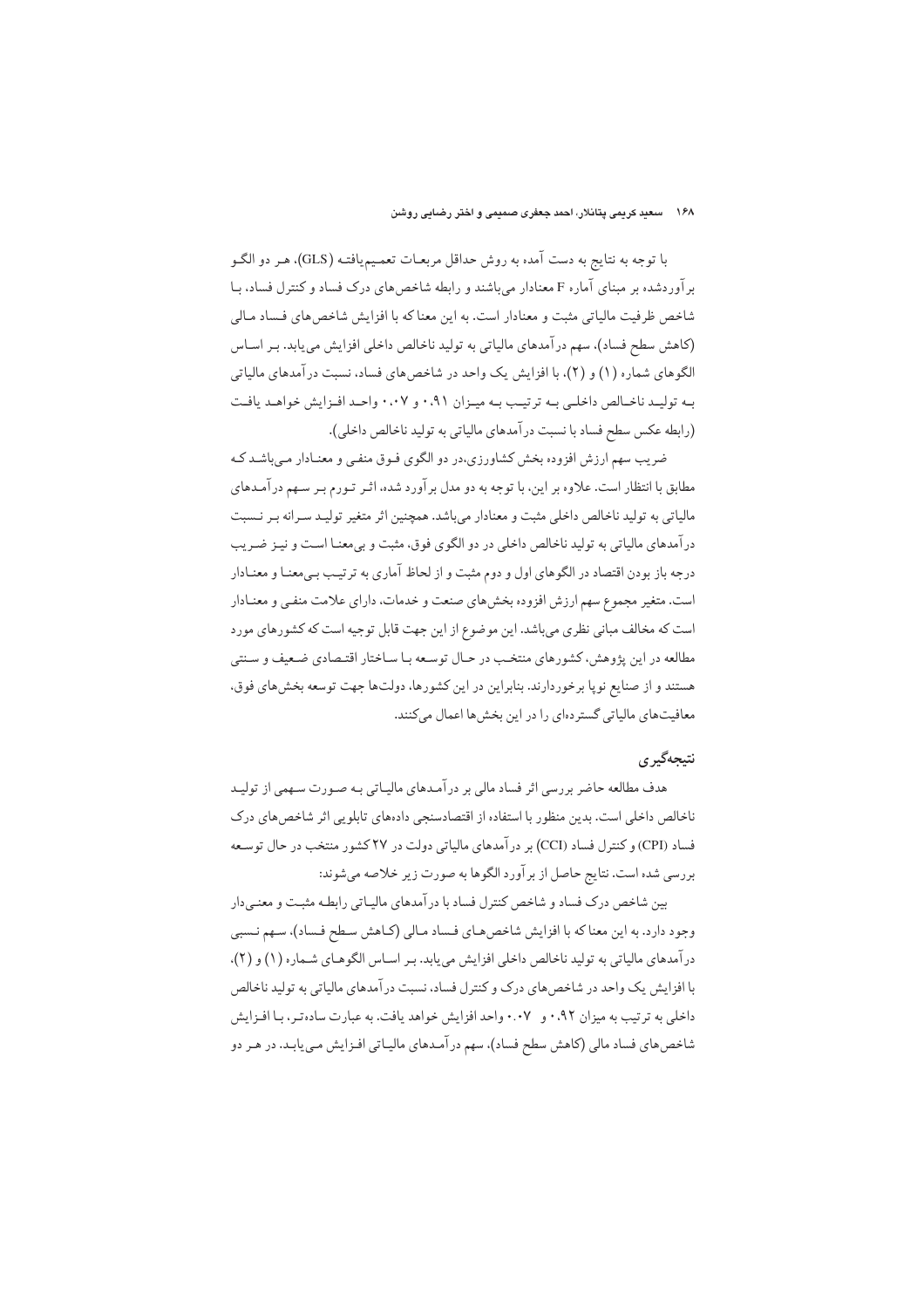با توجه به نتایج به دست آمده به روش حداقل مربعات تعمیم‌یافته (GLS)، هر دو الگو برآوردشده بر مبنای آماره F معنادار می‌باشند و رابطه شاخص‌های درک فساد و کنترل فساد، با شاخص ظرفیت مالیاتی مثبت و معنادار است. به این معنا که با افزایش شاخص‌های فساد مالی (کاهش سطح فساد)، سهم درآمدهای مالیاتی به تولید ناخالص داخلی افزایش می‌یابد. بر اساس الگوهای شماره (۱) و (۲)، با افزایش یک واحد در شاخص‌های فساد، نسبت درآمدهای مالیاتی به تولید ناخالص داخلی به ترتیب به میزان ۰.۹۱ و ۰.۰۷ واحد افزایش خواهد یافت (رابطه عکس سطح فساد با نسبت درآمدهای مالیاتی به تولید ناخالص داخلی).

ضریب سهم ارزش افزوده بخش کشاورزی،در دو الگوی فوق منفی و معنادار می‌باشد که مطابق با انتظار است. علاوه بر این، با توجه به دو مدل برآورد شده، اثر تورم بر سهم درآمدهای مالیاتی به تولید ناخالص داخلی مثبت و معنادار می‌باشد. همچنین اثر متغیر تولید سرانه بر نسبت درآمدهای مالیاتی به تولید ناخالص داخلی در دو الگوی فوق، مثبت و بی‌معنا است و نیز ضریب درجه باز بودن اقتصاد در الگوهای اول و دوم مثبت و از لحاظ آماری به ترتیب بی‌معنا و معنادار است. متغیر مجموع سهم ارزش افزوده بخش‌های صنعت و خدمات، دارای علامت منفی و معنادار است که مخالف مبانی نظری می‌باشد. این موضوع از این جهت قابل توجیه است که کشورهای مورد مطالعه در این پژوهش، کشورهای منتخب در حال توسعه با ساختار اقتصادی ضعیف و سنتی هستند و از صنایع نوپا برخوردارند. بنابراین در این کشورها، دولت‌ها جهت توسعه بخش‌های فوق، معافیت‌های مالیاتی گسترده‌ای را در این بخش‌ها اعمال می‌کنند.

## نتیجه‌گیری

هدف مطالعه حاضر بررسی اثر فساد مالی بر درآمدهای مالیاتی به صورت سهمی از تولید ناخالص داخلی است. بدین منظور با استفاده از اقتصادسنجی داده‌های تابلویی اثر شاخص‌های درک فساد (CPI) و کنترل فساد (CCI) بر درآمدهای مالیاتی دولت در ۲۷ کشور منتخب در حال توسعه بررسی شده است. نتایج حاصل از برآورد الگوها به صورت زیر خلاصه می‌شوند:

بین شاخص درک فساد و شاخص کنترل فساد با درآمدهای مالیاتی رابطه مثبت و معنی‌دار وجود دارد. به این معنا که با افزایش شاخص‌های فساد مالی (کاهش سطح فساد)، سهم نسبی درآمدهای مالیاتی به تولید ناخالص داخلی افزایش می‌یابد. بر اساس الگوهای شماره (۱) و (۲)، با افزایش یک واحد در شاخص‌های درک و کنترل فساد، نسبت درآمدهای مالیاتی به تولید ناخالص داخلی به ترتیب به میزان ۰.۹۲ و ۰.۰۷ واحد افزایش خواهد یافت. به عبارت ساده‌تر، با افزایش شاخص‌های فساد مالی (کاهش سطح فساد)، سهم درآمدهای مالیاتی افزایش می‌یابد. در هر دو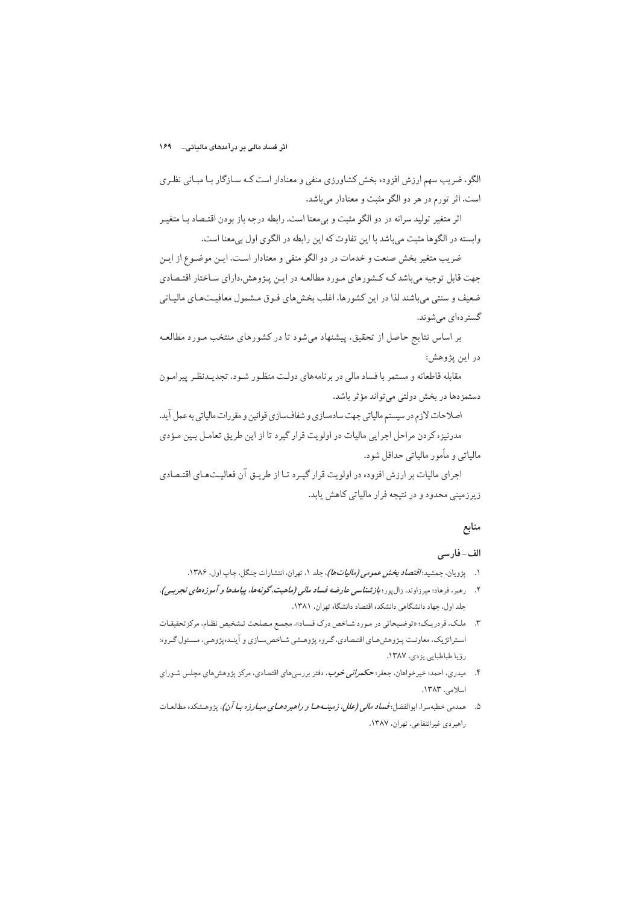الگو، ضریب سهم ارزش افزوده بخش کشاورزی منفی و معنادار است کـه سـازگار بـا مبـانی نظـری است. اثر تورم در هر دو الگو مثبت و معنادار می‌باشد.

اثر متغیر تولید سرانه در دو الگو مثبت و بی‌معنا است. رابطه درجه باز بودن اقتـصاد بـا متغیـر وابسته در الگوها مثبت می‌باشد با این تفاوت که این رابطه در الگوی اول بی‌معنا است.

ضریب متغیر بخش صنعت و خدمات در دو الگو منفی و معنادار اسـت. ایـن موضـوع از ایـن جهت قابل توجیه می‌باشد کـه کـشورهای مـورد مطالعـه در ایـن پـژوهش،دارای سـاختار اقتـصادی ضعیف و سنتی می‌باشند لذا در این کشورها، اغلب بخش‌های فـوق مـشمول معافیـت‌هـای مالیـاتی گسترده‌ای می‌شوند.

بر اساس نتایج حاصل از تحقیق، پیشنهاد می‌شود تا در کشورهای منتخب مـورد مطالعـه در این پژوهش:

مقابله قاطعانه و مستمر با فساد مالی در برنامه‌های دولـت منظـور شـود. تجدیـدنظر پیرامـون دستمزدها در بخش دولتی می‌تواند مؤثر باشد.

اصلاحات لازم در سیستم مالیاتی جهت ساده‌سازی و شفاف‌سازی قوانین و مقررات مالیاتی به عمل آید.

مدرنیزه کردن مراحل اجرایی مالیات در اولویت قرار گیرد تا از این طریق تعامـل بـین مـؤدی مالیاتی و مأمور مالیاتی حداقل شود.

اجرای مالیات بر ارزش افزوده در اولویت قرار گیـرد تـا از طریـق آن فعالیـت‌هـای اقتـصادی زیرزمینی محدود و در نتیجه فرار مالیاتی کاهش یابد.

## منابع

### الف- فارسی

۱. پژویان، جمشید؛ ***اقتصاد بخش عمومی (مالیات‌ها)***، جلد ۱، تهران، انتشارات جنگل، چاپ اول، ۱۳۸۶.

۲. رهبر، فرهاد؛ میرزاوند، زال‌پور؛ ***بازشناسی عارضه فساد مالی (ماهیت،گونه‌ها، پیامدها و آموزه‌های تجربـی)***، جلد اول، جهاد دانشگاهی دانشکده اقتصاد دانشگاه تهران، ۱۳۸۱.

۳. ملـک، فردریـک؛ «توضـیحاتی در مـورد شـاخص درک فـساد»، مجمـع مـصلحت تـشخیص نظـام، مرکزتحقیقـات اسـتراتژیک، معاونـت پـژوهش‌هـای اقتـصادی، گـروه پژوهـشی شـاخص‌سـازی و آینـده‌پژوهـی، مـسئول گـروه: رؤیا طباطبایی یزدی، ۱۳۸۷.

۴. میدری، احمد؛ خیرخواهان، جعفر؛ ***حکمرانی خوب***، دفتر بررسی‌های اقتصادی، مرکز پژوهش‌های مجلس شـورای اسلامی، ۱۳۸۳.

۵. همدمی خطبه‌سرا، ابوالفضل؛ ***فساد مالی (علل، زمینـه‌هـا و راهبردهـای مبـارزه بـا آن)***، پژوهـشکده مطالعـات راهبردی غیرانتفاعی، تهران، ۱۳۸۷.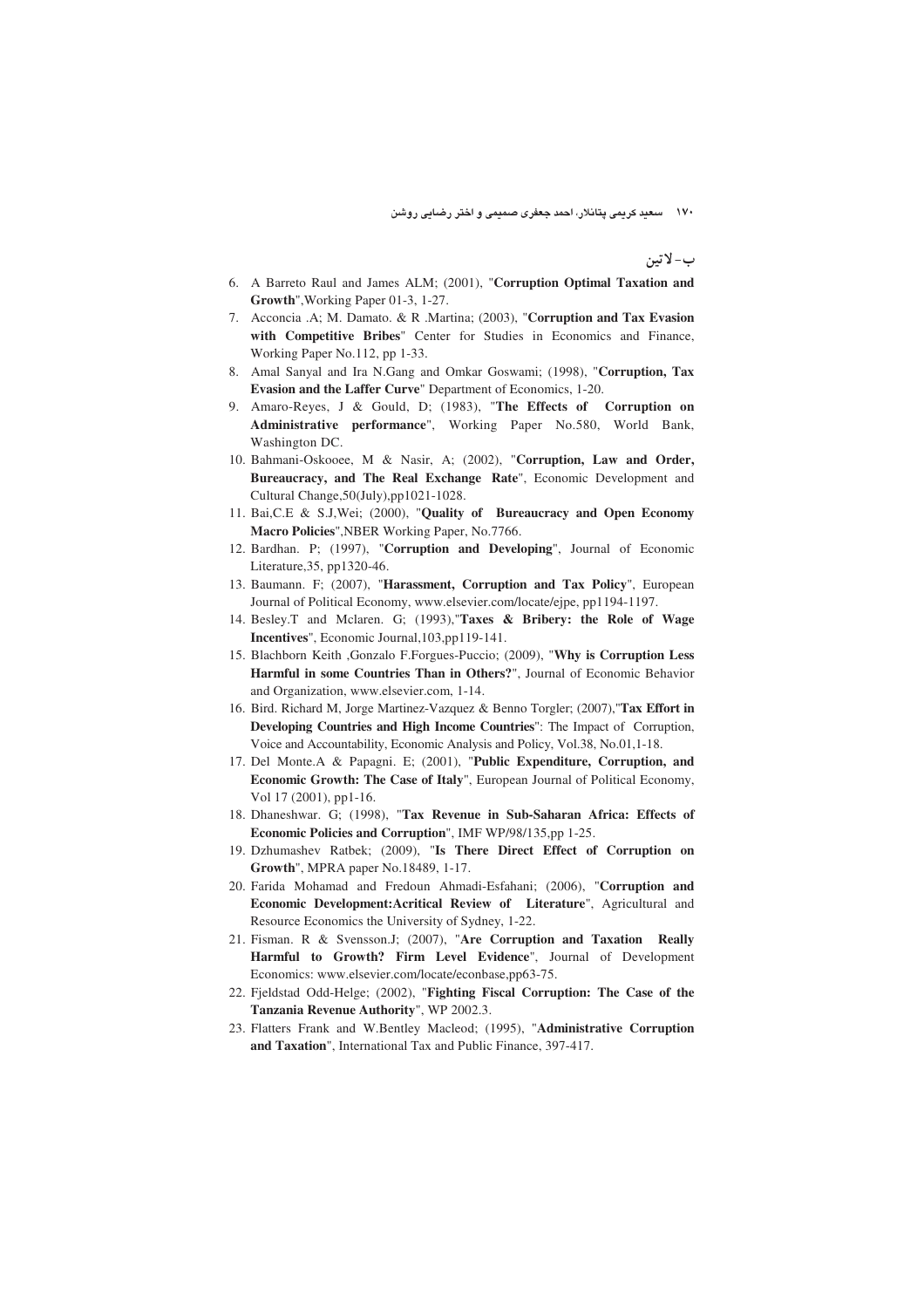## ب- لاتین

6. A Barreto Raul and James ALM; (2001), "**Corruption Optimal Taxation and Growth**",Working Paper 01-3, 1-27.
7. Acconcia .A; M. Damato. & R .Martina; (2003), "**Corruption and Tax Evasion with Competitive Bribes**" Center for Studies in Economics and Finance, Working Paper No.112, pp 1-33.
8. Amal Sanyal and Ira N.Gang and Omkar Goswami; (1998), "**Corruption, Tax Evasion and the Laffer Curve**" Department of Economics, 1-20.
9. Amaro-Reyes, J & Gould, D; (1983), "**The Effects of Corruption on Administrative performance**", Working Paper No.580, World Bank, Washington DC.
10. Bahmani-Oskooee, M & Nasir, A; (2002), "**Corruption, Law and Order, Bureaucracy, and The Real Exchange Rate**", Economic Development and Cultural Change,50(July),pp1021-1028.
11. Bai,C.E & S.J,Wei; (2000), "**Quality of Bureaucracy and Open Economy Macro Policies**",NBER Working Paper, No.7766.
12. Bardhan. P; (1997), "**Corruption and Developing**", Journal of Economic Literature,35, pp1320-46.
13. Baumann. F; (2007), "**Harassment, Corruption and Tax Policy**", European Journal of Political Economy, www.elsevier.com/locate/ejpe, pp1194-1197.
14. Besley.T and Mclaren. G; (1993),"**Taxes & Bribery: the Role of Wage Incentives**", Economic Journal,103,pp119-141.
15. Blachborn Keith ,Gonzalo F.Forgues-Puccio; (2009), "**Why is Corruption Less Harmful in some Countries Than in Others?**", Journal of Economic Behavior and Organization, www.elsevier.com, 1-14.
16. Bird. Richard M, Jorge Martinez-Vazquez & Benno Torgler; (2007),"**Tax Effort in Developing Countries and High Income Countries**": The Impact of Corruption, Voice and Accountability, Economic Analysis and Policy, Vol.38, No.01,1-18.
17. Del Monte.A & Papagni. E; (2001), "**Public Expenditure, Corruption, and Economic Growth: The Case of Italy**", European Journal of Political Economy, Vol 17 (2001), pp1-16.
18. Dhaneshwar. G; (1998), "**Tax Revenue in Sub-Saharan Africa: Effects of Economic Policies and Corruption**", IMF WP/98/135,pp 1-25.
19. Dzhumashev Ratbek; (2009), "**Is There Direct Effect of Corruption on Growth**", MPRA paper No.18489, 1-17.
20. Farida Mohamad and Fredoun Ahmadi-Esfahani; (2006), "**Corruption and Economic Development:Acritical Review of Literature**", Agricultural and Resource Economics the University of Sydney, 1-22.
21. Fisman. R & Svensson.J; (2007), "**Are Corruption and Taxation Really Harmful to Growth? Firm Level Evidence**", Journal of Development Economics: www.elsevier.com/locate/econbase,pp63-75.
22. Fjeldstad Odd-Helge; (2002), "**Fighting Fiscal Corruption: The Case of the Tanzania Revenue Authority**", WP 2002.3.
23. Flatters Frank and W.Bentley Macleod; (1995), "**Administrative Corruption and Taxation**", International Tax and Public Finance, 397-417.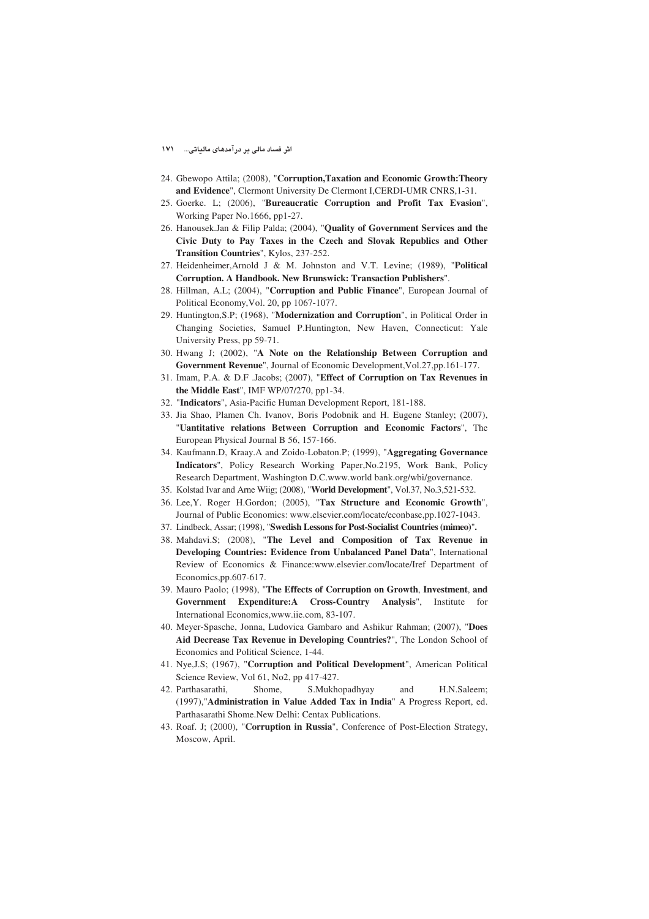24. Gbewopo Attila; (2008), "**Corruption,Taxation and Economic Growth:Theory and Evidence**", Clermont University De Clermont I,CERDI-UMR CNRS,1-31.
25. Goerke. L; (2006), "**Bureaucratic Corruption and Profit Tax Evasion**", Working Paper No.1666, pp1-27.
26. Hanousek.Jan & Filip Palda; (2004), "**Quality of Government Services and the Civic Duty to Pay Taxes in the Czech and Slovak Republics and Other Transition Countries**", Kylos, 237-252.
27. Heidenheimer,Arnold J & M. Johnston and V.T. Levine; (1989), "**Political Corruption. A Handbook. New Brunswick: Transaction Publishers**".
28. Hillman, A.L; (2004), "**Corruption and Public Finance**", European Journal of Political Economy,Vol. 20, pp 1067-1077.
29. Huntington,S.P; (1968), "**Modernization and Corruption**", in Political Order in Changing Societies, Samuel P.Huntington, New Haven, Connecticut: Yale University Press, pp 59-71.
30. Hwang J; (2002), "**A Note on the Relationship Between Corruption and Government Revenue**", Journal of Economic Development,Vol.27,pp.161-177.
31. Imam, P.A. & D.F .Jacobs; (2007), "**Effect of Corruption on Tax Revenues in the Middle East**", IMF WP/07/270, pp1-34.
32. "**Indicators**", Asia-Pacific Human Development Report, 181-188.
33. Jia Shao, Plamen Ch. Ivanov, Boris Podobnik and H. Eugene Stanley; (2007), "**Uantitative relations Between Corruption and Economic Factors**", The European Physical Journal B 56, 157-166.
34. Kaufmann.D, Kraay.A and Zoido-Lobaton.P; (1999), "**Aggregating Governance Indicators**", Policy Research Working Paper,No.2195, Work Bank, Policy Research Department, Washington D.C.www.world bank.org/wbi/governance.
35. Kolstad Ivar and Arne Wiig; (2008), "**World Development**", Vol.37, No.3,521-532.
36. Lee,Y. Roger H.Gordon; (2005), "**Tax Structure and Economic Growth**", Journal of Public Economics: www.elsevier.com/locate/econbase,pp.1027-1043.
37. Lindbeck, Assar; (1998), "**Swedish Lessons for Post-Socialist Countries (mimeo)**".
38. Mahdavi.S; (2008), "**The Level and Composition of Tax Revenue in Developing Countries: Evidence from Unbalanced Panel Data**", International Review of Economics & Finance:www.elsevier.com/locate/Iref Department of Economics,pp.607-617.
39. Mauro Paolo; (1998), "**The Effects of Corruption on Growth**, **Investment**, **and Government Expenditure:A Cross-Country Analysis**", Institute for International Economics,www.iie.com, 83-107.
40. Meyer-Spasche, Jonna, Ludovica Gambaro and Ashikur Rahman; (2007), "**Does Aid Decrease Tax Revenue in Developing Countries?**", The London School of Economics and Political Science, 1-44.
41. Nye,J.S; (1967), "**Corruption and Political Development**", American Political Science Review, Vol 61, No2, pp 417-427.
42. Parthasarathi, Shome, S.Mukhopadhyay and H.N.Saleem; (1997),"**Administration in Value Added Tax in India**" A Progress Report, ed. Parthasarathi Shome.New Delhi: Centax Publications.
43. Roaf. J; (2000), "**Corruption in Russia**", Conference of Post-Election Strategy, Moscow, April.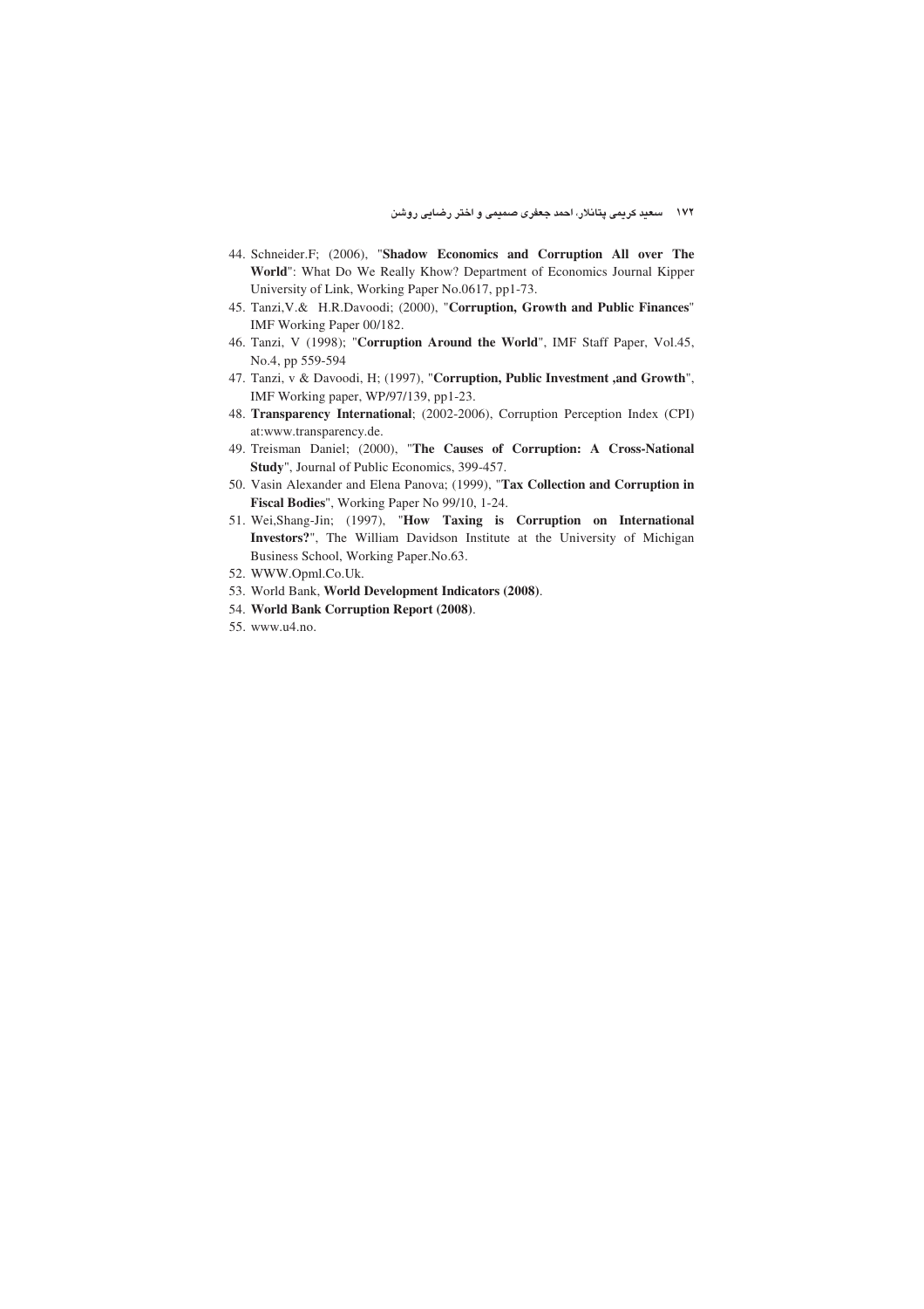44. Schneider.F; (2006), "**Shadow Economics and Corruption All over The World**": What Do We Really Khow? Department of Economics Journal Kipper University of Link, Working Paper No.0617, pp1-73.
45. Tanzi,V.& H.R.Davoodi; (2000), "**Corruption, Growth and Public Finances**" IMF Working Paper 00/182.
46. Tanzi, V (1998); "**Corruption Around the World**", IMF Staff Paper, Vol.45, No.4, pp 559-594
47. Tanzi, v & Davoodi, H; (1997), "**Corruption, Public Investment ,and Growth**", IMF Working paper, WP/97/139, pp1-23.
48. **Transparency International**; (2002-2006), Corruption Perception Index (CPI) at:www.transparency.de.
49. Treisman Daniel; (2000), "**The Causes of Corruption: A Cross-National Study**", Journal of Public Economics, 399-457.
50. Vasin Alexander and Elena Panova; (1999), "**Tax Collection and Corruption in Fiscal Bodies**", Working Paper No 99/10, 1-24.
51. Wei,Shang-Jin; (1997), "**How Taxing is Corruption on International Investors?**", The William Davidson Institute at the University of Michigan Business School, Working Paper.No.63.
52. WWW.Opml.Co.Uk.
53. World Bank, **World Development Indicators (2008)**.
54. **World Bank Corruption Report (2008)**.
55. www.u4.no.